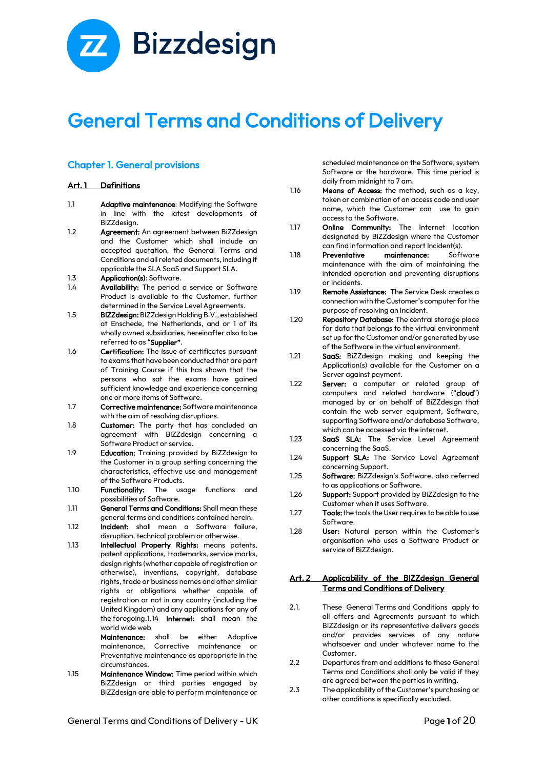Bizzdesign

# General Terms and Conditions of Delivery

## Chapter 1. General provisions

### Art. 1 Definitions

1.1 **Adaptive maintenance**: Modifying the Software in line with the latest developments of BiZZdesign.

1.2 **Agreement:** An agreement between BiZZdesign and the Customer which shall include an accepted quotation, the General Terms and Conditions and all related documents, including if applicable the SLA SaaS and Support SLA.

1.3 **Application(s)**: Software.

1.4 **Availability:** The period a service or Software Product is available to the Customer, further determined in the Service Level Agreements.

1.5 **BIZZdesign:** BIZZdesign Holding B.V., established at Enschede, the Netherlands, and or 1 of its wholly owned subsidiaries, hereinafter also to be referred to as "**Supplier**".

1.6 **Certification:** The issue of certificates pursuant to exams that have been conducted that are part of Training Course if this has shown that the persons who sat the exams have gained sufficient knowledge and experience concerning one or more items of Software.

1.7 **Corrective maintenance:** Software maintenance with the aim of resolving disruptions.

1.8 **Customer:** The party that has concluded an agreement with BiZZdesign concerning a Software Product or service.

1.9 **Education:** Training provided by BiZZdesign to the Customer in a group setting concerning the characteristics, effective use and management of the Software Products.

1.10 **Functionality:** The usage functions and possibilities of Software.

1.11 **General Terms and Conditions:** Shall mean these general terms and conditions contained herein.

1.12 **Incident:** shall mean a Software failure, disruption, technical problem or otherwise.

1.13 **Intellectual Property Rights:** means patents, patent applications, trademarks, service marks, design rights (whether capable of registration or otherwise), inventions, copyright, database rights, trade or business names and other similar rights or obligations whether capable of registration or not in any country (including the United Kingdom) and any applications for any of the foregoing.

1.14 **Internet**: shall mean the world wide web

**Maintenance:** shall be either Adaptive maintenance, Corrective maintenance or Preventative maintenance as appropriate in the circumstances.

1.15 **Maintenance Window:** Time period within which BiZZdesign or third parties engaged by BiZZdesign are able to perform maintenance or scheduled maintenance on the Software, system Software or the hardware. This time period is daily from midnight to 7 am.

1.16 **Means of Access:** the method, such as a key, token or combination of an access code and user name, which the Customer can use to gain access to the Software.

1.17 **Online Community:** The Internet location designated by BiZZdesign where the Customer can find information and report Incident(s).

1.18 **Preventative maintenance:** Software maintenance with the aim of maintaining the intended operation and preventing disruptions or Incidents.

1.19 **Remote Assistance:** The Service Desk creates a connection with the Customer's computer for the purpose of resolving an Incident.

1.20 **Repository Database:** The central storage place for data that belongs to the virtual environment set up for the Customer and/or generated by use of the Software in the virtual environment.

1.21 **SaaS:** BiZZdesign making and keeping the Application(s) available for the Customer on a Server against payment.

1.22 **Server:** a computer or related group of computers and related hardware ("**cloud**") managed by or on behalf of BiZZdesign that contain the web server equipment, Software, supporting Software and/or database Software, which can be accessed via the internet.

1.23 **SaaS SLA:** The Service Level Agreement concerning the SaaS.

1.24 **Support SLA:** The Service Level Agreement concerning Support.

1.25 **Software:** BiZZdesign's Software, also referred to as applications or Software.

1.26 **Support:** Support provided by BiZZdesign to the Customer when it uses Software.

1.27 **Tools:** the tools the User requires to be able to use Software.

1.28 **User:** Natural person within the Customer's organisation who uses a Software Product or service of BiZZdesign.

### Art. 2 Applicability of the BIZZdesign General Terms and Conditions of Delivery

2.1. These General Terms and Conditions apply to all offers and Agreements pursuant to which BIZZdesign or its representative delivers goods and/or provides services of any nature whatsoever and under whatever name to the Customer.

2.2 Departures from and additions to these General Terms and Conditions shall only be valid if they are agreed between the parties in writing.

2.3 The applicability of the Customer's purchasing or other conditions is specifically excluded.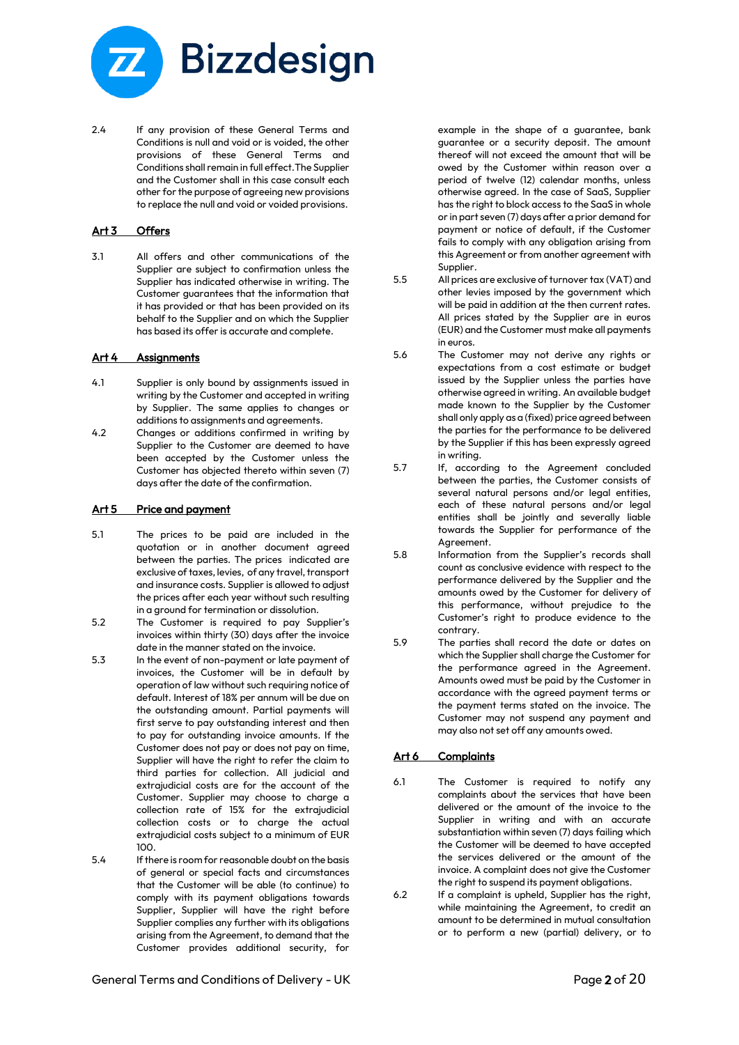2.4 If any provision of these General Terms and Conditions is null and void or is voided, the other provisions of these General Terms and Conditions shall remain in full effect. The Supplier and the Customer shall in this case consult each other for the purpose of agreeing new provisions to replace the null and void or voided provisions.

## Art 3 Offers

3.1 All offers and other communications of the Supplier are subject to confirmation unless the Supplier has indicated otherwise in writing. The Customer guarantees that the information that it has provided or that has been provided on its behalf to the Supplier and on which the Supplier has based its offer is accurate and complete.

## Art 4 Assignments

4.1 Supplier is only bound by assignments issued in writing by the Customer and accepted in writing by Supplier. The same applies to changes or additions to assignments and agreements.

4.2 Changes or additions confirmed in writing by Supplier to the Customer are deemed to have been accepted by the Customer unless the Customer has objected thereto within seven (7) days after the date of the confirmation.

## Art 5 Price and payment

5.1 The prices to be paid are included in the quotation or in another document agreed between the parties. The prices indicated are exclusive of taxes, levies, of any travel, transport and insurance costs. Supplier is allowed to adjust the prices after each year without such resulting in a ground for termination or dissolution.

5.2 The Customer is required to pay Supplier's invoices within thirty (30) days after the invoice date in the manner stated on the invoice.

5.3 In the event of non-payment or late payment of invoices, the Customer will be in default by operation of law without such requiring notice of default. Interest of 18% per annum will be due on the outstanding amount. Partial payments will first serve to pay outstanding interest and then to pay for outstanding invoice amounts. If the Customer does not pay or does not pay on time, Supplier will have the right to refer the claim to third parties for collection. All judicial and extrajudicial costs are for the account of the Customer. Supplier may choose to charge a collection rate of 15% for the extrajudicial collection costs or to charge the actual extrajudicial costs subject to a minimum of EUR 100.

5.4 If there is room for reasonable doubt on the basis of general or special facts and circumstances that the Customer will be able (to continue) to comply with its payment obligations towards Supplier, Supplier will have the right before Supplier complies any further with its obligations arising from the Agreement, to demand that the Customer provides additional security, for example in the shape of a guarantee, bank guarantee or a security deposit. The amount thereof will not exceed the amount that will be owed by the Customer within reason over a period of twelve (12) calendar months, unless otherwise agreed. In the case of SaaS, Supplier has the right to block access to the SaaS in whole or in part seven (7) days after a prior demand for payment or notice of default, if the Customer fails to comply with any obligation arising from this Agreement or from another agreement with Supplier.

5.5 All prices are exclusive of turnover tax (VAT) and other levies imposed by the government which will be paid in addition at the then current rates. All prices stated by the Supplier are in euros (EUR) and the Customer must make all payments in euros.

5.6 The Customer may not derive any rights or expectations from a cost estimate or budget issued by the Supplier unless the parties have otherwise agreed in writing. An available budget made known to the Supplier by the Customer shall only apply as a (fixed) price agreed between the parties for the performance to be delivered by the Supplier if this has been expressly agreed in writing.

5.7 If, according to the Agreement concluded between the parties, the Customer consists of several natural persons and/or legal entities, each of these natural persons and/or legal entities shall be jointly and severally liable towards the Supplier for performance of the Agreement.

5.8 Information from the Supplier's records shall count as conclusive evidence with respect to the performance delivered by the Supplier and the amounts owed by the Customer for delivery of this performance, without prejudice to the Customer's right to produce evidence to the contrary.

5.9 The parties shall record the date or dates on which the Supplier shall charge the Customer for the performance agreed in the Agreement. Amounts owed must be paid by the Customer in accordance with the agreed payment terms or the payment terms stated on the invoice. The Customer may not suspend any payment and may also not set off any amounts owed.

## Art 6 Complaints

6.1 The Customer is required to notify any complaints about the services that have been delivered or the amount of the invoice to the Supplier in writing and with an accurate substantiation within seven (7) days failing which the Customer will be deemed to have accepted the services delivered or the amount of the invoice. A complaint does not give the Customer the right to suspend its payment obligations.

6.2 If a complaint is upheld, Supplier has the right, while maintaining the Agreement, to credit an amount to be determined in mutual consultation or to perform a new (partial) delivery, or to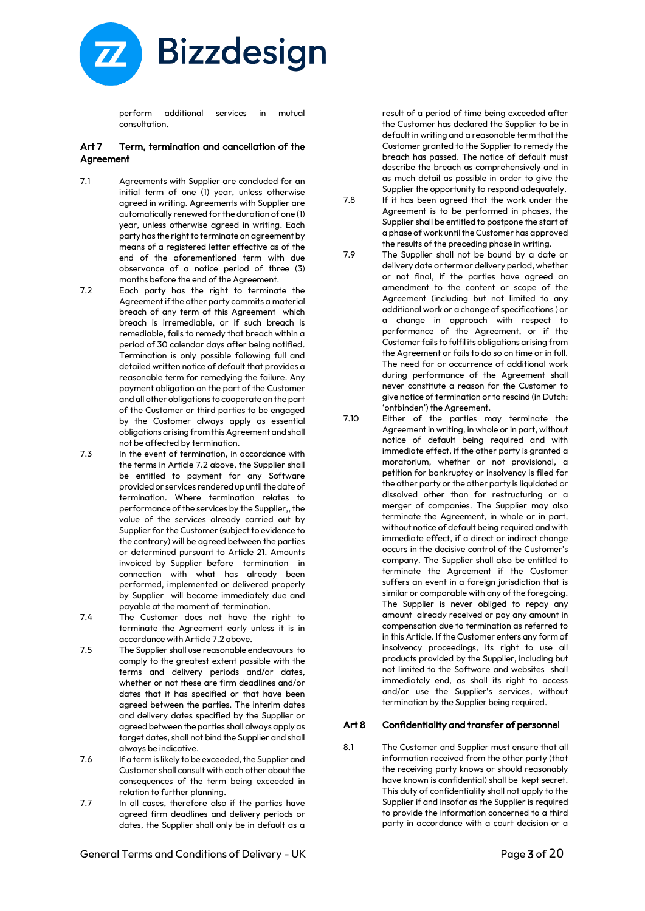perform additional services in mutual consultation.

## Art 7 Term, termination and cancellation of the Agreement

7.1 Agreements with Supplier are concluded for an initial term of one (1) year, unless otherwise agreed in writing. Agreements with Supplier are automatically renewed for the duration of one (1) year, unless otherwise agreed in writing. Each party has the right to terminate an agreement by means of a registered letter effective as of the end of the aforementioned term with due observance of a notice period of three (3) months before the end of the Agreement.

7.2 Each party has the right to terminate the Agreement if the other party commits a material breach of any term of this Agreement which breach is irremediable, or if such breach is remediable, fails to remedy that breach within a period of 30 calendar days after being notified. Termination is only possible following full and detailed written notice of default that provides a reasonable term for remedying the failure. Any payment obligation on the part of the Customer and all other obligations to cooperate on the part of the Customer or third parties to be engaged by the Customer always apply as essential obligations arising from this Agreement and shall not be affected by termination.

7.3 In the event of termination, in accordance with the terms in Article 7.2 above, the Supplier shall be entitled to payment for any Software provided or services rendered up until the date of termination. Where termination relates to performance of the services by the Supplier,, the value of the services already carried out by Supplier for the Customer (subject to evidence to the contrary) will be agreed between the parties or determined pursuant to Article 21. Amounts invoiced by Supplier before termination in connection with what has already been performed, implemented or delivered properly by Supplier will become immediately due and payable at the moment of termination.

7.4 The Customer does not have the right to terminate the Agreement early unless it is in accordance with Article 7.2 above.

7.5 The Supplier shall use reasonable endeavours to comply to the greatest extent possible with the terms and delivery periods and/or dates, whether or not these are firm deadlines and/or dates that it has specified or that have been agreed between the parties. The interim dates and delivery dates specified by the Supplier or agreed between the parties shall always apply as target dates, shall not bind the Supplier and shall always be indicative.

7.6 If a term is likely to be exceeded, the Supplier and Customer shall consult with each other about the consequences of the term being exceeded in relation to further planning.

7.7 In all cases, therefore also if the parties have agreed firm deadlines and delivery periods or dates, the Supplier shall only be in default as a result of a period of time being exceeded after the Customer has declared the Supplier to be in default in writing and a reasonable term that the Customer granted to the Supplier to remedy the breach has passed. The notice of default must describe the breach as comprehensively and in as much detail as possible in order to give the Supplier the opportunity to respond adequately.

7.8 If it has been agreed that the work under the Agreement is to be performed in phases, the Supplier shall be entitled to postpone the start of a phase of work until the Customer has approved the results of the preceding phase in writing.

7.9 The Supplier shall not be bound by a date or delivery date or term or delivery period, whether or not final, if the parties have agreed an amendment to the content or scope of the Agreement (including but not limited to any additional work or a change of specifications ) or a change in approach with respect to performance of the Agreement, or if the Customer fails to fulfil its obligations arising from the Agreement or fails to do so on time or in full. The need for or occurrence of additional work during performance of the Agreement shall never constitute a reason for the Customer to give notice of termination or to rescind (in Dutch: 'ontbinden') the Agreement.

7.10 Either of the parties may terminate the Agreement in writing, in whole or in part, without notice of default being required and with immediate effect, if the other party is granted a moratorium, whether or not provisional, a petition for bankruptcy or insolvency is filed for the other party or the other party is liquidated or dissolved other than for restructuring or a merger of companies. The Supplier may also terminate the Agreement, in whole or in part, without notice of default being required and with immediate effect, if a direct or indirect change occurs in the decisive control of the Customer's company. The Supplier shall also be entitled to terminate the Agreement if the Customer suffers an event in a foreign jurisdiction that is similar or comparable with any of the foregoing. The Supplier is never obliged to repay any amount already received or pay any amount in compensation due to termination as referred to in this Article. If the Customer enters any form of insolvency proceedings, its right to use all products provided by the Supplier, including but not limited to the Software and websites shall immediately end, as shall its right to access and/or use the Supplier's services, without termination by the Supplier being required.

## Art 8 Confidentiality and transfer of personnel

8.1 The Customer and Supplier must ensure that all information received from the other party (that the receiving party knows or should reasonably have known is confidential) shall be kept secret. This duty of confidentiality shall not apply to the Supplier if and insofar as the Supplier is required to provide the information concerned to a third party in accordance with a court decision or a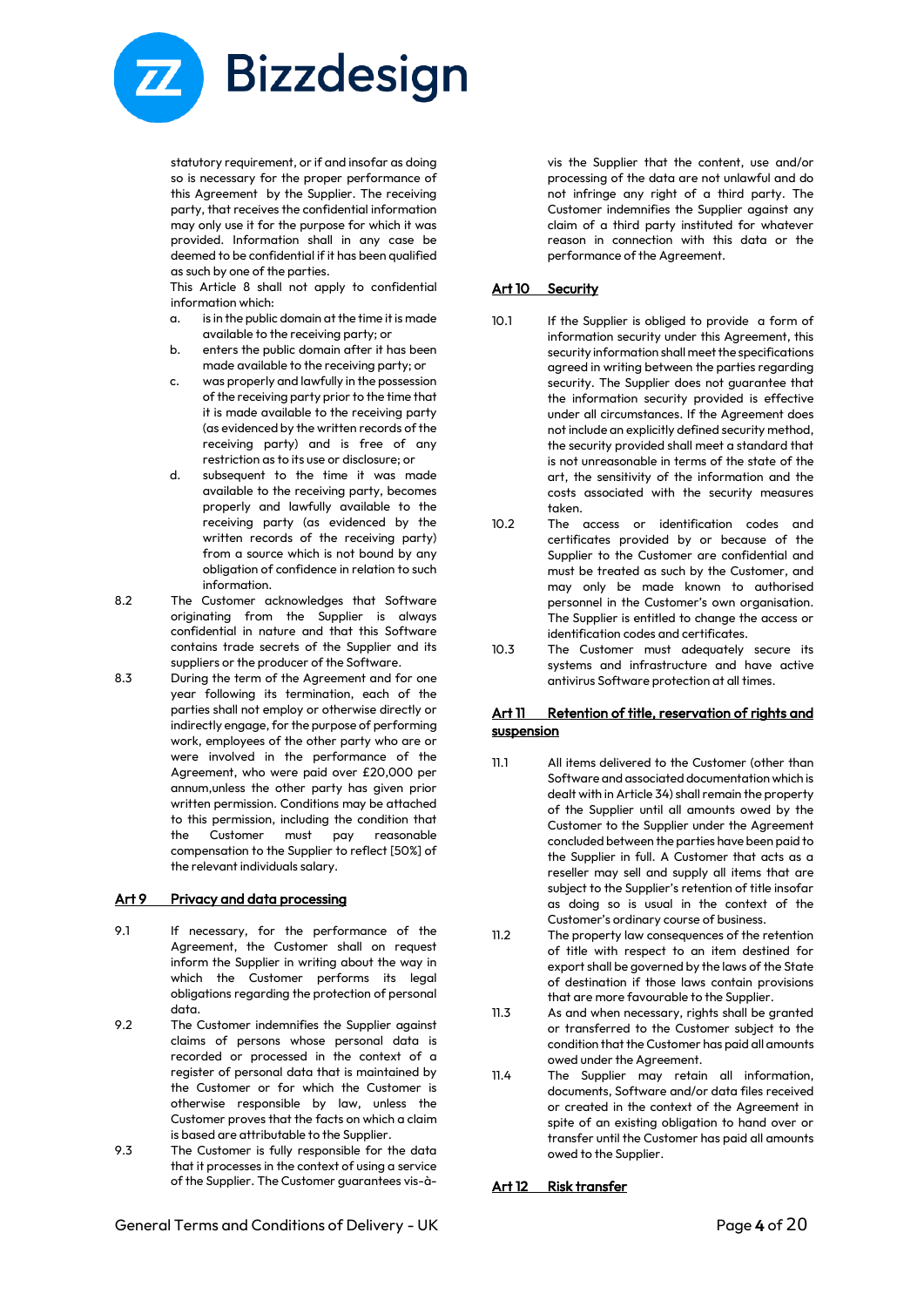statutory requirement, or if and insofar as doing so is necessary for the proper performance of this Agreement by the Supplier. The receiving party, that receives the confidential information may only use it for the purpose for which it was provided. Information shall in any case be deemed to be confidential if it has been qualified as such by one of the parties.

This Article 8 shall not apply to confidential information which:

a. is in the public domain at the time it is made available to the receiving party; or
b. enters the public domain after it has been made available to the receiving party; or
c. was properly and lawfully in the possession of the receiving party prior to the time that it is made available to the receiving party (as evidenced by the written records of the receiving party) and is free of any restriction as to its use or disclosure; or
d. subsequent to the time it was made available to the receiving party, becomes properly and lawfully available to the receiving party (as evidenced by the written records of the receiving party) from a source which is not bound by any obligation of confidence in relation to such information.

8.2 The Customer acknowledges that Software originating from the Supplier is always confidential in nature and that this Software contains trade secrets of the Supplier and its suppliers or the producer of the Software.

8.3 During the term of the Agreement and for one year following its termination, each of the parties shall not employ or otherwise directly or indirectly engage, for the purpose of performing work, employees of the other party who are or were involved in the performance of the Agreement, who were paid over £20,000 per annum,unless the other party has given prior written permission. Conditions may be attached to this permission, including the condition that the Customer must pay reasonable compensation to the Supplier to reflect [50%] of the relevant individuals salary.

## Art 9 Privacy and data processing

9.1 If necessary, for the performance of the Agreement, the Customer shall on request inform the Supplier in writing about the way in which the Customer performs its legal obligations regarding the protection of personal data.

9.2 The Customer indemnifies the Supplier against claims of persons whose personal data is recorded or processed in the context of a register of personal data that is maintained by the Customer or for which the Customer is otherwise responsible by law, unless the Customer proves that the facts on which a claim is based are attributable to the Supplier.

9.3 The Customer is fully responsible for the data that it processes in the context of using a service of the Supplier. The Customer guarantees vis-à-vis the Supplier that the content, use and/or processing of the data are not unlawful and do not infringe any right of a third party. The Customer indemnifies the Supplier against any claim of a third party instituted for whatever reason in connection with this data or the performance of the Agreement.

## Art 10 Security

10.1 If the Supplier is obliged to provide a form of information security under this Agreement, this security information shall meet the specifications agreed in writing between the parties regarding security. The Supplier does not guarantee that the information security provided is effective under all circumstances. If the Agreement does not include an explicitly defined security method, the security provided shall meet a standard that is not unreasonable in terms of the state of the art, the sensitivity of the information and the costs associated with the security measures taken.

10.2 The access or identification codes and certificates provided by or because of the Supplier to the Customer are confidential and must be treated as such by the Customer, and may only be made known to authorised personnel in the Customer's own organisation. The Supplier is entitled to change the access or identification codes and certificates.

10.3 The Customer must adequately secure its systems and infrastructure and have active antivirus Software protection at all times.

## Art 11 Retention of title, reservation of rights and suspension

11.1 All items delivered to the Customer (other than Software and associated documentation which is dealt with in Article 34) shall remain the property of the Supplier until all amounts owed by the Customer to the Supplier under the Agreement concluded between the parties have been paid to the Supplier in full. A Customer that acts as a reseller may sell and supply all items that are subject to the Supplier's retention of title insofar as doing so is usual in the context of the Customer's ordinary course of business.

11.2 The property law consequences of the retention of title with respect to an item destined for export shall be governed by the laws of the State of destination if those laws contain provisions that are more favourable to the Supplier.

11.3 As and when necessary, rights shall be granted or transferred to the Customer subject to the condition that the Customer has paid all amounts owed under the Agreement.

11.4 The Supplier may retain all information, documents, Software and/or data files received or created in the context of the Agreement in spite of an existing obligation to hand over or transfer until the Customer has paid all amounts owed to the Supplier.

## Art 12 Risk transfer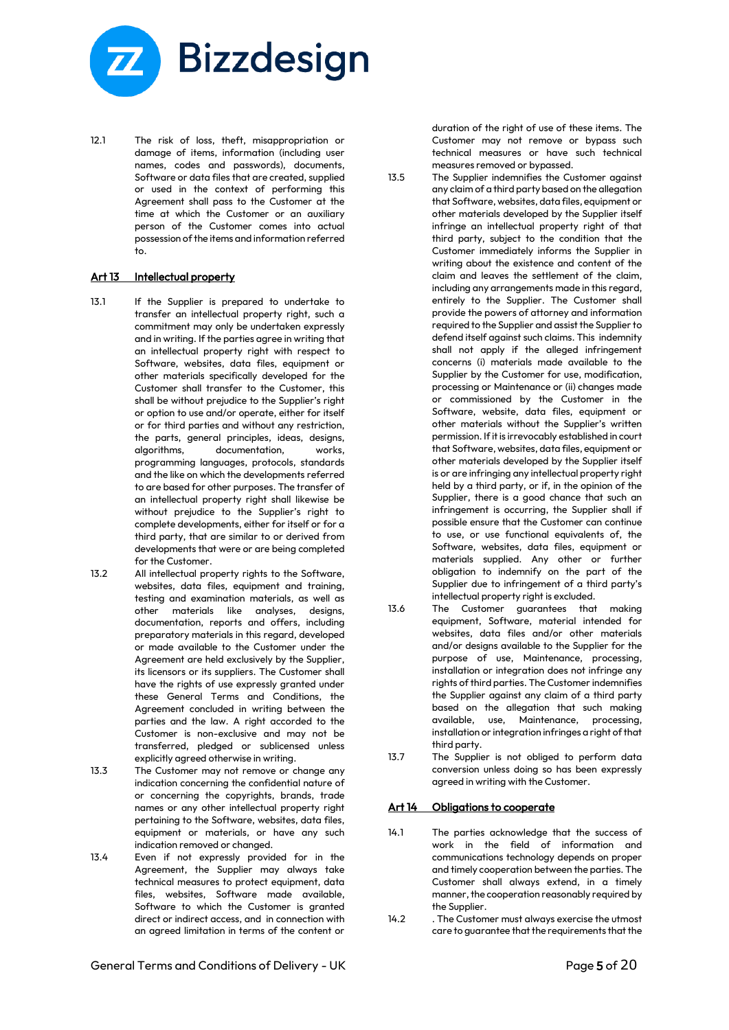12.1 The risk of loss, theft, misappropriation or damage of items, information (including user names, codes and passwords), documents, Software or data files that are created, supplied or used in the context of performing this Agreement shall pass to the Customer at the time at which the Customer or an auxiliary person of the Customer comes into actual possession of the items and information referred to.

## Art 13 Intellectual property

13.1 If the Supplier is prepared to undertake to transfer an intellectual property right, such a commitment may only be undertaken expressly and in writing. If the parties agree in writing that an intellectual property right with respect to Software, websites, data files, equipment or other materials specifically developed for the Customer shall transfer to the Customer, this shall be without prejudice to the Supplier's right or option to use and/or operate, either for itself or for third parties and without any restriction, the parts, general principles, ideas, designs, algorithms, documentation, works, programming languages, protocols, standards and the like on which the developments referred to are based for other purposes. The transfer of an intellectual property right shall likewise be without prejudice to the Supplier's right to complete developments, either for itself or for a third party, that are similar to or derived from developments that were or are being completed for the Customer.

13.2 All intellectual property rights to the Software, websites, data files, equipment and training, testing and examination materials, as well as other materials like analyses, designs, documentation, reports and offers, including preparatory materials in this regard, developed or made available to the Customer under the Agreement are held exclusively by the Supplier, its licensors or its suppliers. The Customer shall have the rights of use expressly granted under these General Terms and Conditions, the Agreement concluded in writing between the parties and the law. A right accorded to the Customer is non-exclusive and may not be transferred, pledged or sublicensed unless explicitly agreed otherwise in writing.

13.3 The Customer may not remove or change any indication concerning the confidential nature of or concerning the copyrights, brands, trade names or any other intellectual property right pertaining to the Software, websites, data files, equipment or materials, or have any such indication removed or changed.

13.4 Even if not expressly provided for in the Agreement, the Supplier may always take technical measures to protect equipment, data files, websites, Software made available, Software to which the Customer is granted direct or indirect access, and in connection with an agreed limitation in terms of the content or duration of the right of use of these items. The Customer may not remove or bypass such technical measures or have such technical measures removed or bypassed.

13.5 The Supplier indemnifies the Customer against any claim of a third party based on the allegation that Software, websites, data files, equipment or other materials developed by the Supplier itself infringe an intellectual property right of that third party, subject to the condition that the Customer immediately informs the Supplier in writing about the existence and content of the claim and leaves the settlement of the claim, including any arrangements made in this regard, entirely to the Supplier. The Customer shall provide the powers of attorney and information required to the Supplier and assist the Supplier to defend itself against such claims. This indemnity shall not apply if the alleged infringement concerns (i) materials made available to the Supplier by the Customer for use, modification, processing or Maintenance or (ii) changes made or commissioned by the Customer in the Software, website, data files, equipment or other materials without the Supplier's written permission. If it is irrevocably established in court that Software, websites, data files, equipment or other materials developed by the Supplier itself is or are infringing any intellectual property right held by a third party, or if, in the opinion of the Supplier, there is a good chance that such an infringement is occurring, the Supplier shall if possible ensure that the Customer can continue to use, or use functional equivalents of, the Software, websites, data files, equipment or materials supplied. Any other or further obligation to indemnify on the part of the Supplier due to infringement of a third party's intellectual property right is excluded.

13.6 The Customer guarantees that making equipment, Software, material intended for websites, data files and/or other materials and/or designs available to the Supplier for the purpose of use, Maintenance, processing, installation or integration does not infringe any rights of third parties. The Customer indemnifies the Supplier against any claim of a third party based on the allegation that such making available, use, Maintenance, processing, installation or integration infringes a right of that third party.

13.7 The Supplier is not obliged to perform data conversion unless doing so has been expressly agreed in writing with the Customer.

## Art 14 Obligations to cooperate

14.1 The parties acknowledge that the success of work in the field of information and communications technology depends on proper and timely cooperation between the parties. The Customer shall always extend, in a timely manner, the cooperation reasonably required by the Supplier.

14.2 . The Customer must always exercise the utmost care to guarantee that the requirements that the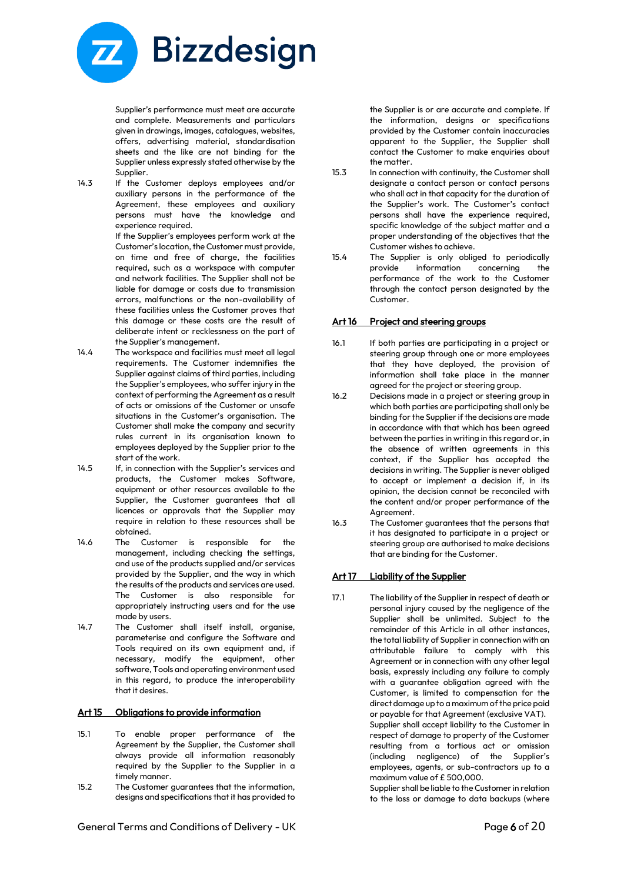Supplier's performance must meet are accurate and complete. Measurements and particulars given in drawings, images, catalogues, websites, offers, advertising material, standardisation sheets and the like are not binding for the Supplier unless expressly stated otherwise by the Supplier.

14.3 If the Customer deploys employees and/or auxiliary persons in the performance of the Agreement, these employees and auxiliary persons must have the knowledge and experience required.

If the Supplier's employees perform work at the Customer's location, the Customer must provide, on time and free of charge, the facilities required, such as a workspace with computer and network facilities. The Supplier shall not be liable for damage or costs due to transmission errors, malfunctions or the non-availability of these facilities unless the Customer proves that this damage or these costs are the result of deliberate intent or recklessness on the part of the Supplier's management.

14.4 The workspace and facilities must meet all legal requirements. The Customer indemnifies the Supplier against claims of third parties, including the Supplier's employees, who suffer injury in the context of performing the Agreement as a result of acts or omissions of the Customer or unsafe situations in the Customer's organisation. The Customer shall make the company and security rules current in its organisation known to employees deployed by the Supplier prior to the start of the work.

14.5 If, in connection with the Supplier's services and products, the Customer makes Software, equipment or other resources available to the Supplier, the Customer guarantees that all licences or approvals that the Supplier may require in relation to these resources shall be obtained.

14.6 The Customer is responsible for the management, including checking the settings, and use of the products supplied and/or services provided by the Supplier, and the way in which the results of the products and services are used. The Customer is also responsible for appropriately instructing users and for the use made by users.

14.7 The Customer shall itself install, organise, parameterise and configure the Software and Tools required on its own equipment and, if necessary, modify the equipment, other software, Tools and operating environment used in this regard, to produce the interoperability that it desires.

## Art 15 Obligations to provide information

15.1 To enable proper performance of the Agreement by the Supplier, the Customer shall always provide all information reasonably required by the Supplier to the Supplier in a timely manner.

15.2 The Customer guarantees that the information, designs and specifications that it has provided to the Supplier is or are accurate and complete. If the information, designs or specifications provided by the Customer contain inaccuracies apparent to the Supplier, the Supplier shall contact the Customer to make enquiries about the matter.

15.3 In connection with continuity, the Customer shall designate a contact person or contact persons who shall act in that capacity for the duration of the Supplier's work. The Customer's contact persons shall have the experience required, specific knowledge of the subject matter and a proper understanding of the objectives that the Customer wishes to achieve.

15.4 The Supplier is only obliged to periodically provide information concerning the performance of the work to the Customer through the contact person designated by the Customer.

## Art 16 Project and steering groups

16.1 If both parties are participating in a project or steering group through one or more employees that they have deployed, the provision of information shall take place in the manner agreed for the project or steering group.

16.2 Decisions made in a project or steering group in which both parties are participating shall only be binding for the Supplier if the decisions are made in accordance with that which has been agreed between the parties in writing in this regard or, in the absence of written agreements in this context, if the Supplier has accepted the decisions in writing. The Supplier is never obliged to accept or implement a decision if, in its opinion, the decision cannot be reconciled with the content and/or proper performance of the Agreement.

16.3 The Customer guarantees that the persons that it has designated to participate in a project or steering group are authorised to make decisions that are binding for the Customer.

## Art 17 Liability of the Supplier

17.1 The liability of the Supplier in respect of death or personal injury caused by the negligence of the Supplier shall be unlimited. Subject to the remainder of this Article in all other instances, the total liability of Supplier in connection with an attributable failure to comply with this Agreement or in connection with any other legal basis, expressly including any failure to comply with a guarantee obligation agreed with the Customer, is limited to compensation for the direct damage up to a maximum of the price paid or payable for that Agreement (exclusive VAT).

Supplier shall accept liability to the Customer in respect of damage to property of the Customer resulting from a tortious act or omission (including negligence) of the Supplier's employees, agents, or sub-contractors up to a maximum value of £ 500,000.

Supplier shall be liable to the Customer in relation to the loss or damage to data backups (where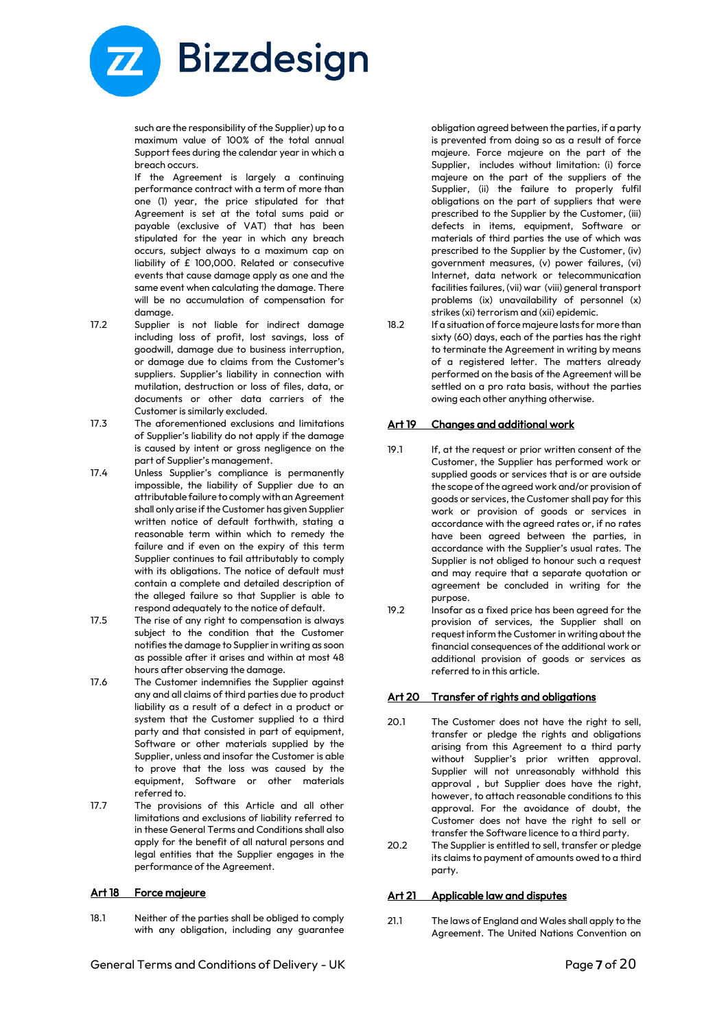such are the responsibility of the Supplier) up to a maximum value of 100% of the total annual Support fees during the calendar year in which a breach occurs.

If the Agreement is largely a continuing performance contract with a term of more than one (1) year, the price stipulated for that Agreement is set at the total sums paid or payable (exclusive of VAT) that has been stipulated for the year in which any breach occurs, subject always to a maximum cap on liability of £ 100,000. Related or consecutive events that cause damage apply as one and the same event when calculating the damage. There will be no accumulation of compensation for damage.

17.2 Supplier is not liable for indirect damage including loss of profit, lost savings, loss of goodwill, damage due to business interruption, or damage due to claims from the Customer's suppliers. Supplier's liability in connection with mutilation, destruction or loss of files, data, or documents or other data carriers of the Customer is similarly excluded.

17.3 The aforementioned exclusions and limitations of Supplier's liability do not apply if the damage is caused by intent or gross negligence on the part of Supplier's management.

17.4 Unless Supplier's compliance is permanently impossible, the liability of Supplier due to an attributable failure to comply with an Agreement shall only arise if the Customer has given Supplier written notice of default forthwith, stating a reasonable term within which to remedy the failure and if even on the expiry of this term Supplier continues to fail attributably to comply with its obligations. The notice of default must contain a complete and detailed description of the alleged failure so that Supplier is able to respond adequately to the notice of default.

17.5 The rise of any right to compensation is always subject to the condition that the Customer notifies the damage to Supplier in writing as soon as possible after it arises and within at most 48 hours after observing the damage.

17.6 The Customer indemnifies the Supplier against any and all claims of third parties due to product liability as a result of a defect in a product or system that the Customer supplied to a third party and that consisted in part of equipment, Software or other materials supplied by the Supplier, unless and insofar the Customer is able to prove that the loss was caused by the equipment, Software or other materials referred to.

17.7 The provisions of this Article and all other limitations and exclusions of liability referred to in these General Terms and Conditions shall also apply for the benefit of all natural persons and legal entities that the Supplier engages in the performance of the Agreement.

## Art 18 Force majeure

18.1 Neither of the parties shall be obliged to comply with any obligation, including any guarantee obligation agreed between the parties, if a party is prevented from doing so as a result of force majeure. Force majeure on the part of the Supplier, includes without limitation: (i) force majeure on the part of the suppliers of the Supplier, (ii) the failure to properly fulfil obligations on the part of suppliers that were prescribed to the Supplier by the Customer, (iii) defects in items, equipment, Software or materials of third parties the use of which was prescribed to the Supplier by the Customer, (iv) government measures, (v) power failures, (vi) Internet, data network or telecommunication facilities failures, (vii) war (viii) general transport problems (ix) unavailability of personnel (x) strikes (xi) terrorism and (xii) epidemic.

18.2 If a situation of force majeure lasts for more than sixty (60) days, each of the parties has the right to terminate the Agreement in writing by means of a registered letter. The matters already performed on the basis of the Agreement will be settled on a pro rata basis, without the parties owing each other anything otherwise.

## Art 19 Changes and additional work

19.1 If, at the request or prior written consent of the Customer, the Supplier has performed work or supplied goods or services that is or are outside the scope of the agreed work and/or provision of goods or services, the Customer shall pay for this work or provision of goods or services in accordance with the agreed rates or, if no rates have been agreed between the parties, in accordance with the Supplier's usual rates. The Supplier is not obliged to honour such a request and may require that a separate quotation or agreement be concluded in writing for the purpose.

19.2 Insofar as a fixed price has been agreed for the provision of services, the Supplier shall on request inform the Customer in writing about the financial consequences of the additional work or additional provision of goods or services as referred to in this article.

## Art 20 Transfer of rights and obligations

20.1 The Customer does not have the right to sell, transfer or pledge the rights and obligations arising from this Agreement to a third party without Supplier's prior written approval. Supplier will not unreasonably withhold this approval , but Supplier does have the right, however, to attach reasonable conditions to this approval. For the avoidance of doubt, the Customer does not have the right to sell or transfer the Software licence to a third party.

20.2 The Supplier is entitled to sell, transfer or pledge its claims to payment of amounts owed to a third party.

## Art 21 Applicable law and disputes

21.1 The laws of England and Wales shall apply to the Agreement. The United Nations Convention on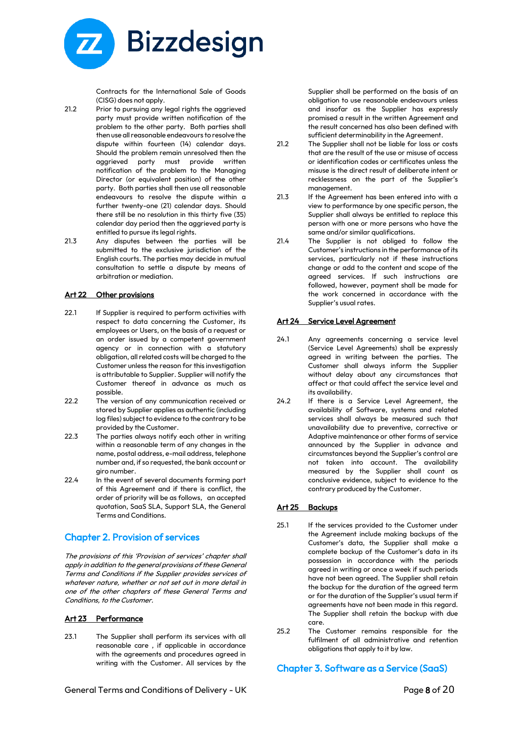Contracts for the International Sale of Goods (CISG) does not apply.

21.2 Prior to pursuing any legal rights the aggrieved party must provide written notification of the problem to the other party. Both parties shall then use all reasonable endeavours to resolve the dispute within fourteen (14) calendar days. Should the problem remain unresolved then the aggrieved party must provide written notification of the problem to the Managing Director (or equivalent position) of the other party. Both parties shall then use all reasonable endeavours to resolve the dispute within a further twenty-one (21) calendar days. Should there still be no resolution in this thirty five (35) calendar day period then the aggrieved party is entitled to pursue its legal rights.

21.3 Any disputes between the parties will be submitted to the exclusive jurisdiction of the English courts. The parties may decide in mutual consultation to settle a dispute by means of arbitration or mediation.

## Art 22 Other provisions

22.1 If Supplier is required to perform activities with respect to data concerning the Customer, its employees or Users, on the basis of a request or an order issued by a competent government agency or in connection with a statutory obligation, all related costs will be charged to the Customer unless the reason for this investigation is attributable to Supplier. Supplier will notify the Customer thereof in advance as much as possible.

22.2 The version of any communication received or stored by Supplier applies as authentic (including log files) subject to evidence to the contrary to be provided by the Customer.

22.3 The parties always notify each other in writing within a reasonable term of any changes in the name, postal address, e-mail address, telephone number and, if so requested, the bank account or giro number.

22.4 In the event of several documents forming part of this Agreement and if there is conflict, the order of priority will be as follows, an accepted quotation, SaaS SLA, Support SLA, the General Terms and Conditions.

# Chapter 2. Provision of services

*The provisions of this 'Provision of services' chapter shall apply in addition to the general provisions of these General Terms and Conditions if the Supplier provides services of whatever nature, whether or not set out in more detail in one of the other chapters of these General Terms and Conditions, to the Customer.*

## Art 23 Performance

23.1 The Supplier shall perform its services with all reasonable care , if applicable in accordance with the agreements and procedures agreed in writing with the Customer. All services by the Supplier shall be performed on the basis of an obligation to use reasonable endeavours unless and insofar as the Supplier has expressly promised a result in the written Agreement and the result concerned has also been defined with sufficient determinability in the Agreement.

21.2 The Supplier shall not be liable for loss or costs that are the result of the use or misuse of access or identification codes or certificates unless the misuse is the direct result of deliberate intent or recklessness on the part of the Supplier's management.

21.3 If the Agreement has been entered into with a view to performance by one specific person, the Supplier shall always be entitled to replace this person with one or more persons who have the same and/or similar qualifications.

21.4 The Supplier is not obliged to follow the Customer's instructions in the performance of its services, particularly not if these instructions change or add to the content and scope of the agreed services. If such instructions are followed, however, payment shall be made for the work concerned in accordance with the Supplier's usual rates.

## Art 24 Service Level Agreement

24.1 Any agreements concerning a service level (Service Level Agreements) shall be expressly agreed in writing between the parties. The Customer shall always inform the Supplier without delay about any circumstances that affect or that could affect the service level and its availability.

24.2 If there is a Service Level Agreement, the availability of Software, systems and related services shall always be measured such that unavailability due to preventive, corrective or Adaptive maintenance or other forms of service announced by the Supplier in advance and circumstances beyond the Supplier's control are not taken into account. The availability measured by the Supplier shall count as conclusive evidence, subject to evidence to the contrary produced by the Customer.

## Art 25 Backups

25.1 If the services provided to the Customer under the Agreement include making backups of the Customer's data, the Supplier shall make a complete backup of the Customer's data in its possession in accordance with the periods agreed in writing or once a week if such periods have not been agreed. The Supplier shall retain the backup for the duration of the agreed term or for the duration of the Supplier's usual term if agreements have not been made in this regard. The Supplier shall retain the backup with due care.

25.2 The Customer remains responsible for the fulfilment of all administrative and retention obligations that apply to it by law.

# Chapter 3. Software as a Service (SaaS)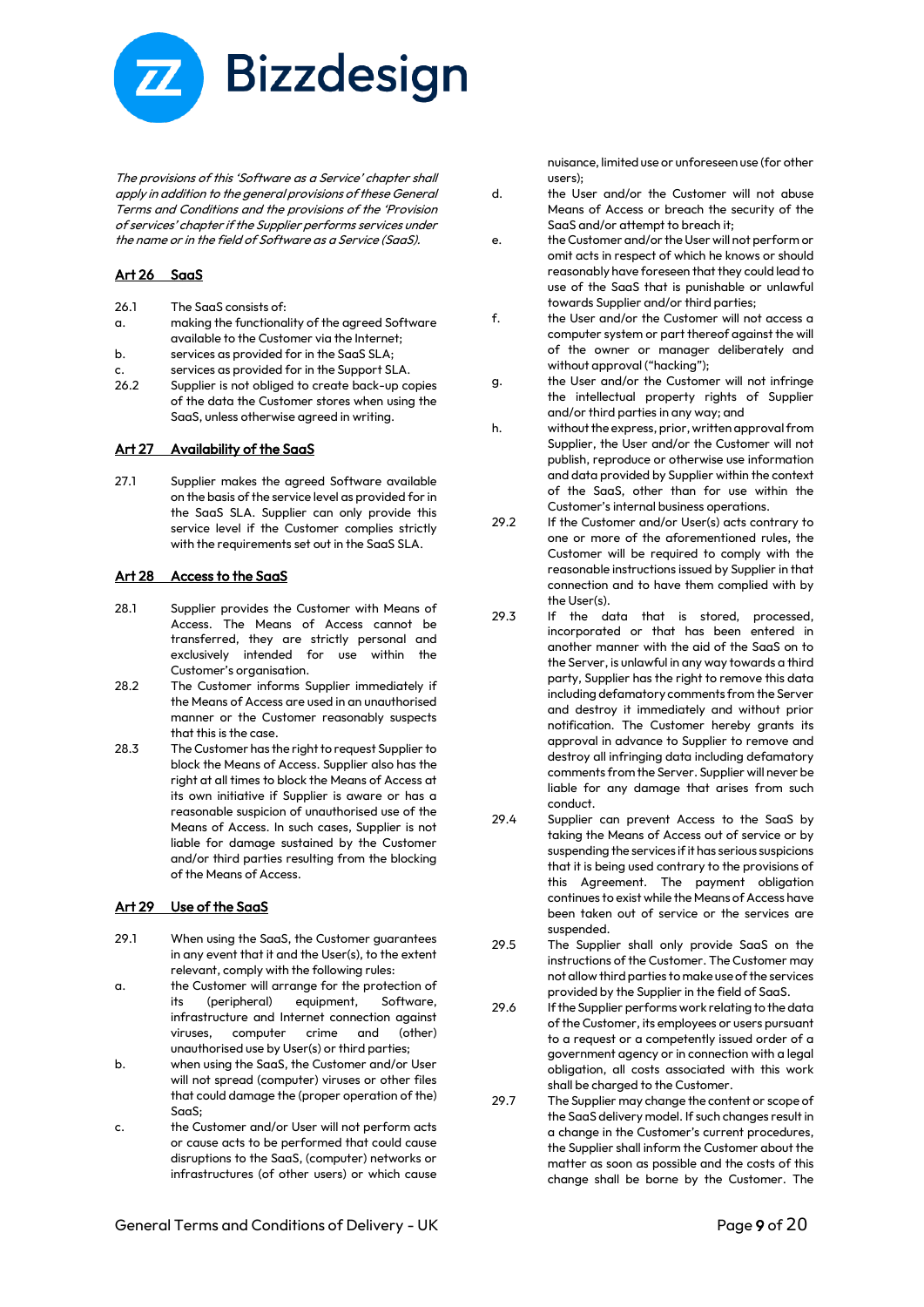*The provisions of this 'Software as a Service' chapter shall apply in addition to the general provisions of these General Terms and Conditions and the provisions of the 'Provision of services' chapter if the Supplier performs services under the name or in the field of Software as a Service (SaaS).*

## Art 26 SaaS

26.1 The SaaS consists of:

a. making the functionality of the agreed Software available to the Customer via the Internet;

b. services as provided for in the SaaS SLA;

c. services as provided for in the Support SLA.

26.2 Supplier is not obliged to create back-up copies of the data the Customer stores when using the SaaS, unless otherwise agreed in writing.

## Art 27 Availability of the SaaS

27.1 Supplier makes the agreed Software available on the basis of the service level as provided for in the SaaS SLA. Supplier can only provide this service level if the Customer complies strictly with the requirements set out in the SaaS SLA.

## Art 28 Access to the SaaS

28.1 Supplier provides the Customer with Means of Access. The Means of Access cannot be transferred, they are strictly personal and exclusively intended for use within the Customer's organisation.

28.2 The Customer informs Supplier immediately if the Means of Access are used in an unauthorised manner or the Customer reasonably suspects that this is the case.

28.3 The Customer has the right to request Supplier to block the Means of Access. Supplier also has the right at all times to block the Means of Access at its own initiative if Supplier is aware or has a reasonable suspicion of unauthorised use of the Means of Access. In such cases, Supplier is not liable for damage sustained by the Customer and/or third parties resulting from the blocking of the Means of Access.

## Art 29 Use of the SaaS

29.1 When using the SaaS, the Customer guarantees in any event that it and the User(s), to the extent relevant, comply with the following rules:

a. the Customer will arrange for the protection of its (peripheral) equipment, Software, infrastructure and Internet connection against viruses, computer crime and (other) unauthorised use by User(s) or third parties;

b. when using the SaaS, the Customer and/or User will not spread (computer) viruses or other files that could damage the (proper operation of the) SaaS;

c. the Customer and/or User will not perform acts or cause acts to be performed that could cause disruptions to the SaaS, (computer) networks or infrastructures (of other users) or which cause nuisance, limited use or unforeseen use (for other users);

d. the User and/or the Customer will not abuse Means of Access or breach the security of the SaaS and/or attempt to breach it;

e. the Customer and/or the User will not perform or omit acts in respect of which he knows or should reasonably have foreseen that they could lead to use of the SaaS that is punishable or unlawful towards Supplier and/or third parties;

f. the User and/or the Customer will not access a computer system or part thereof against the will of the owner or manager deliberately and without approval ("hacking");

g. the User and/or the Customer will not infringe the intellectual property rights of Supplier and/or third parties in any way; and

h. without the express, prior, written approval from Supplier, the User and/or the Customer will not publish, reproduce or otherwise use information and data provided by Supplier within the context of the SaaS, other than for use within the Customer's internal business operations.

29.2 If the Customer and/or User(s) acts contrary to one or more of the aforementioned rules, the Customer will be required to comply with the reasonable instructions issued by Supplier in that connection and to have them complied with by the User(s).

29.3 If the data that is stored, processed, incorporated or that has been entered in another manner with the aid of the SaaS on to the Server, is unlawful in any way towards a third party, Supplier has the right to remove this data including defamatory comments from the Server and destroy it immediately and without prior notification. The Customer hereby grants its approval in advance to Supplier to remove and destroy all infringing data including defamatory comments from the Server. Supplier will never be liable for any damage that arises from such conduct.

29.4 Supplier can prevent Access to the SaaS by taking the Means of Access out of service or by suspending the services if it has serious suspicions that it is being used contrary to the provisions of this Agreement. The payment obligation continues to exist while the Means of Access have been taken out of service or the services are suspended.

29.5 The Supplier shall only provide SaaS on the instructions of the Customer. The Customer may not allow third parties to make use of the services provided by the Supplier in the field of SaaS.

29.6 If the Supplier performs work relating to the data of the Customer, its employees or users pursuant to a request or a competently issued order of a government agency or in connection with a legal obligation, all costs associated with this work shall be charged to the Customer.

29.7 The Supplier may change the content or scope of the SaaS delivery model. If such changes result in a change in the Customer's current procedures, the Supplier shall inform the Customer about the matter as soon as possible and the costs of this change shall be borne by the Customer. The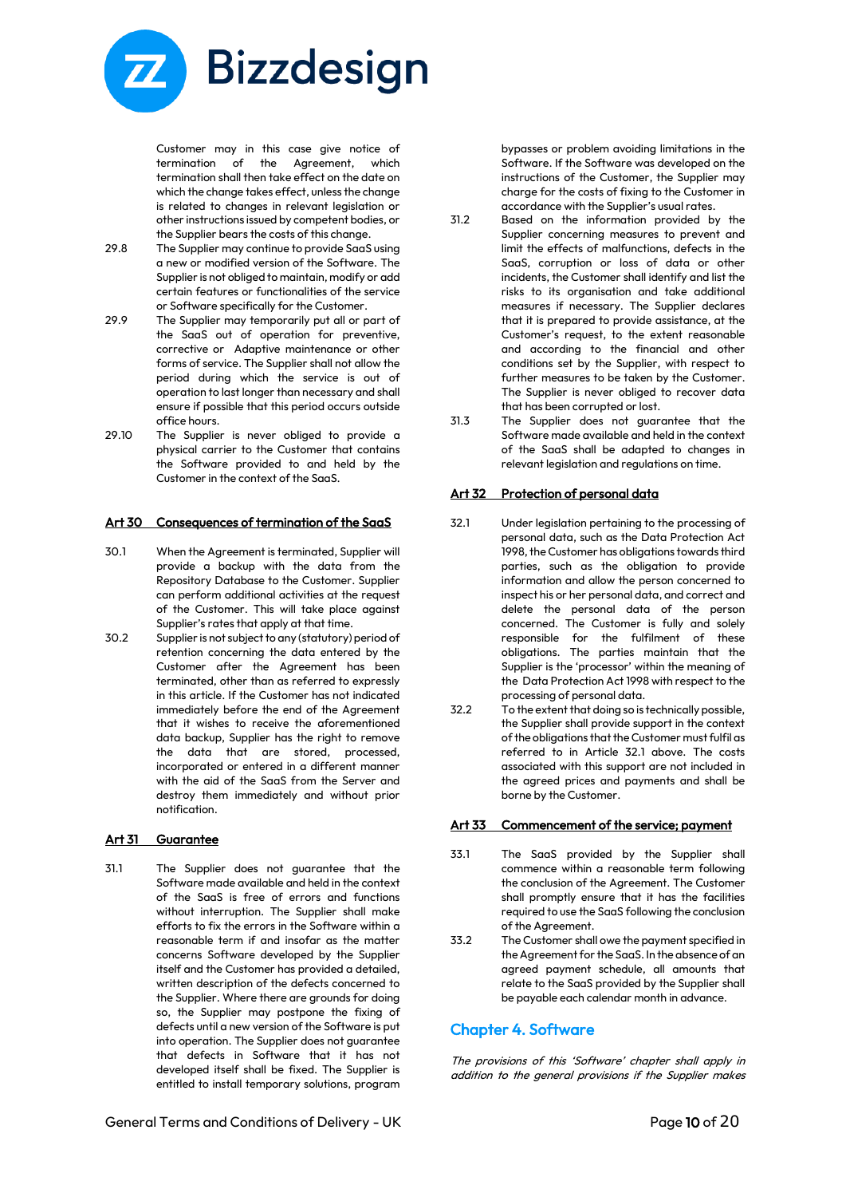Customer may in this case give notice of termination of the Agreement, which termination shall then take effect on the date on which the change takes effect, unless the change is related to changes in relevant legislation or other instructions issued by competent bodies, or the Supplier bears the costs of this change.

29.8 The Supplier may continue to provide SaaS using a new or modified version of the Software. The Supplier is not obliged to maintain, modify or add certain features or functionalities of the service or Software specifically for the Customer.

29.9 The Supplier may temporarily put all or part of the SaaS out of operation for preventive, corrective or Adaptive maintenance or other forms of service. The Supplier shall not allow the period during which the service is out of operation to last longer than necessary and shall ensure if possible that this period occurs outside office hours.

29.10 The Supplier is never obliged to provide a physical carrier to the Customer that contains the Software provided to and held by the Customer in the context of the SaaS.

## Art 30 Consequences of termination of the SaaS

30.1 When the Agreement is terminated, Supplier will provide a backup with the data from the Repository Database to the Customer. Supplier can perform additional activities at the request of the Customer. This will take place against Supplier's rates that apply at that time.

30.2 Supplier is not subject to any (statutory) period of retention concerning the data entered by the Customer after the Agreement has been terminated, other than as referred to expressly in this article. If the Customer has not indicated immediately before the end of the Agreement that it wishes to receive the aforementioned data backup, Supplier has the right to remove the data that are stored, processed, incorporated or entered in a different manner with the aid of the SaaS from the Server and destroy them immediately and without prior notification.

## Art 31 Guarantee

31.1 The Supplier does not guarantee that the Software made available and held in the context of the SaaS is free of errors and functions without interruption. The Supplier shall make efforts to fix the errors in the Software within a reasonable term if and insofar as the matter concerns Software developed by the Supplier itself and the Customer has provided a detailed, written description of the defects concerned to the Supplier. Where there are grounds for doing so, the Supplier may postpone the fixing of defects until a new version of the Software is put into operation. The Supplier does not guarantee that defects in Software that it has not developed itself shall be fixed. The Supplier is entitled to install temporary solutions, program bypasses or problem avoiding limitations in the Software. If the Software was developed on the instructions of the Customer, the Supplier may charge for the costs of fixing to the Customer in accordance with the Supplier's usual rates.

31.2 Based on the information provided by the Supplier concerning measures to prevent and limit the effects of malfunctions, defects in the SaaS, corruption or loss of data or other incidents, the Customer shall identify and list the risks to its organisation and take additional measures if necessary. The Supplier declares that it is prepared to provide assistance, at the Customer's request, to the extent reasonable and according to the financial and other conditions set by the Supplier, with respect to further measures to be taken by the Customer. The Supplier is never obliged to recover data that has been corrupted or lost.

31.3 The Supplier does not guarantee that the Software made available and held in the context of the SaaS shall be adapted to changes in relevant legislation and regulations on time.

## Art 32 Protection of personal data

32.1 Under legislation pertaining to the processing of personal data, such as the Data Protection Act 1998, the Customer has obligations towards third parties, such as the obligation to provide information and allow the person concerned to inspect his or her personal data, and correct and delete the personal data of the person concerned. The Customer is fully and solely responsible for the fulfilment of these obligations. The parties maintain that the Supplier is the 'processor' within the meaning of the Data Protection Act 1998 with respect to the processing of personal data.

32.2 To the extent that doing so is technically possible, the Supplier shall provide support in the context of the obligations that the Customer must fulfil as referred to in Article 32.1 above. The costs associated with this support are not included in the agreed prices and payments and shall be borne by the Customer.

## Art 33 Commencement of the service; payment

33.1 The SaaS provided by the Supplier shall commence within a reasonable term following the conclusion of the Agreement. The Customer shall promptly ensure that it has the facilities required to use the SaaS following the conclusion of the Agreement.

33.2 The Customer shall owe the payment specified in the Agreement for the SaaS. In the absence of an agreed payment schedule, all amounts that relate to the SaaS provided by the Supplier shall be payable each calendar month in advance.

# Chapter 4. Software

*The provisions of this 'Software' chapter shall apply in addition to the general provisions if the Supplier makes*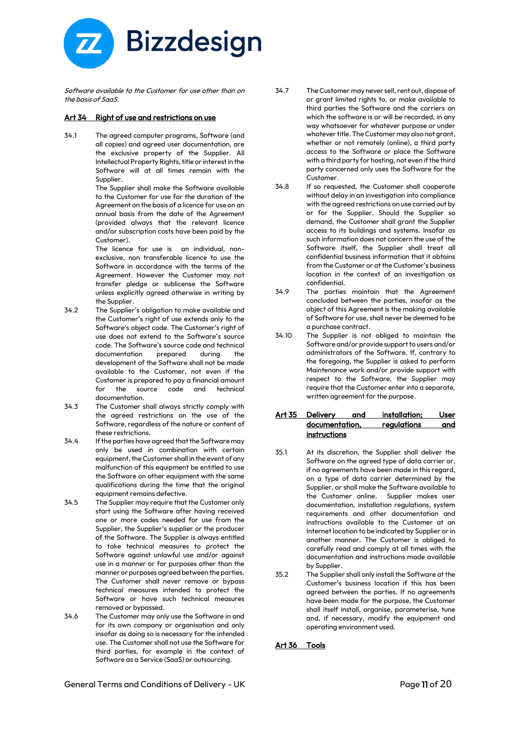*Software available to the Customer for use other than on the basis of SaaS.*

## Art 34 Right of use and restrictions on use

34.1 The agreed computer programs, Software (and all copies) and agreed user documentation, are the exclusive property of the Supplier. All Intellectual Property Rights, title or interest in the Software will at all times remain with the Supplier.

The Supplier shall make the Software available to the Customer for use for the duration of the Agreement on the basis of a licence for use on an annual basis from the date of the Agreement (provided always that the relevant licence and/or subscription costs have been paid by the Customer).

The licence for use is an individual, non-exclusive, non transferable licence to use the Software in accordance with the terms of the Agreement. However the Customer may not transfer pledge or sublicense the Software unless explicitly agreed otherwise in writing by the Supplier.

34.2 The Supplier's obligation to make available and the Customer's right of use extends only to the Software's object code. The Customer's right of use does not extend to the Software's source code. The Software's source code and technical documentation prepared during the development of the Software shall not be made available to the Customer, not even if the Customer is prepared to pay a financial amount for the source code and technical documentation.

34.3 The Customer shall always strictly comply with the agreed restrictions on the use of the Software, regardless of the nature or content of these restrictions.

34.4 If the parties have agreed that the Software may only be used in combination with certain equipment, the Customer shall in the event of any malfunction of this equipment be entitled to use the Software on other equipment with the same qualifications during the time that the original equipment remains defective.

34.5 The Supplier may require that the Customer only start using the Software after having received one or more codes needed for use from the Supplier, the Supplier's supplier or the producer of the Software. The Supplier is always entitled to take technical measures to protect the Software against unlawful use and/or against use in a manner or for purposes other than the manner or purposes agreed between the parties. The Customer shall never remove or bypass technical measures intended to protect the Software or have such technical measures removed or bypassed.

34.6 The Customer may only use the Software in and for its own company or organisation and only insofar as doing so is necessary for the intended use. The Customer shall not use the Software for third parties, for example in the context of Software as a Service (SaaS) or outsourcing.

34.7 The Customer may never sell, rent out, dispose of or grant limited rights to, or make available to third parties the Software and the carriers on which the software is or will be recorded, in any way whatsoever for whatever purpose or under whatever title. The Customer may also not grant, whether or not remotely (online), a third party access to the Software or place the Software with a third party for hosting, not even if the third party concerned only uses the Software for the Customer.

34.8 If so requested, the Customer shall cooperate without delay in an investigation into compliance with the agreed restrictions on use carried out by or for the Supplier. Should the Supplier so demand, the Customer shall grant the Supplier access to its buildings and systems. Insofar as such information does not concern the use of the Software itself, the Supplier shall treat all confidential business information that it obtains from the Customer or at the Customer's business location in the context of an investigation as confidential.

34.9 The parties maintain that the Agreement concluded between the parties, insofar as the object of this Agreement is the making available of Software for use, shall never be deemed to be a purchase contract.

34.10 The Supplier is not obliged to maintain the Software and/or provide support to users and/or administrators of the Software. If, contrary to the foregoing, the Supplier is asked to perform Maintenance work and/or provide support with respect to the Software, the Supplier may require that the Customer enter into a separate, written agreement for the purpose.

## Art 35 Delivery and installation; User documentation, regulations and instructions

35.1 At its discretion, the Supplier shall deliver the Software on the agreed type of data carrier or, if no agreements have been made in this regard, on a type of data carrier determined by the Supplier, or shall make the Software available to the Customer online. Supplier makes user documentation, installation regulations, system requirements and other documentation and instructions available to the Customer at an Internet location to be indicated by Supplier or in another manner. The Customer is obliged to carefully read and comply with at all times with the documentation and instructions made available by Supplier.

35.2 The Supplier shall only install the Software at the Customer's business location if this has been agreed between the parties. If no agreements have been made for the purpose, the Customer shall itself install, organise, parameterise, tune and, if necessary, modify the equipment and operating environment used.

## Art 36 Tools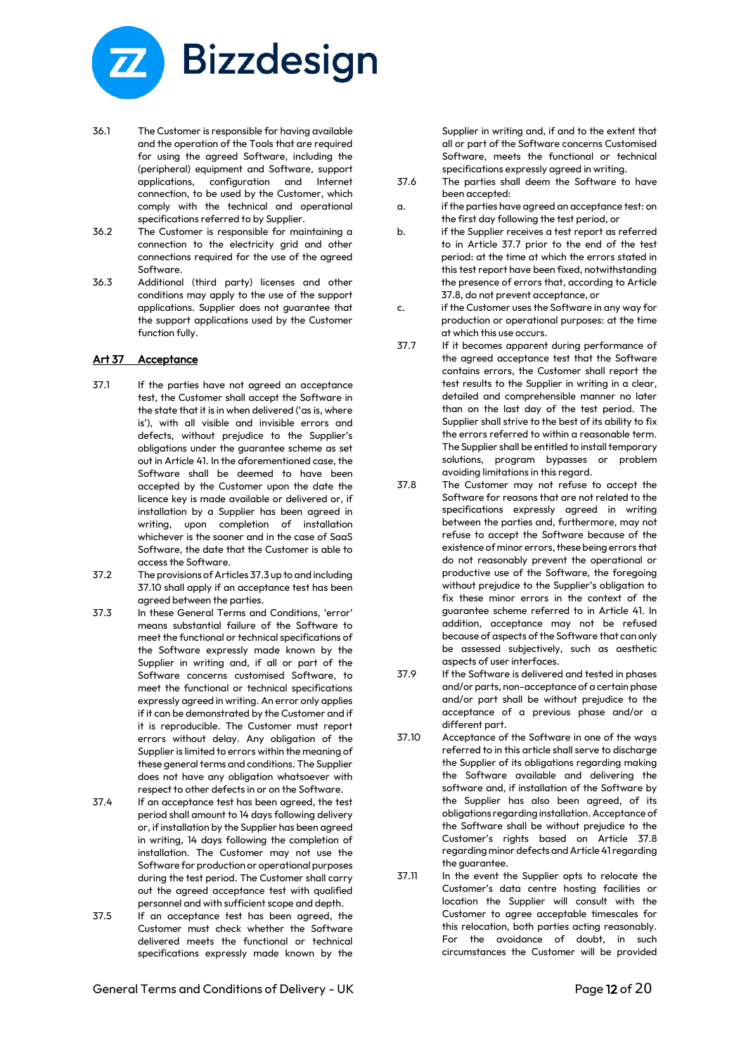36.1 The Customer is responsible for having available and the operation of the Tools that are required for using the agreed Software, including the (peripheral) equipment and Software, support applications, configuration and Internet connection, to be used by the Customer, which comply with the technical and operational specifications referred to by Supplier.

36.2 The Customer is responsible for maintaining a connection to the electricity grid and other connections required for the use of the agreed Software.

36.3 Additional (third party) licenses and other conditions may apply to the use of the support applications. Supplier does not guarantee that the support applications used by the Customer function fully.

## Art 37 Acceptance

37.1 If the parties have not agreed an acceptance test, the Customer shall accept the Software in the state that it is in when delivered ('as is, where is'), with all visible and invisible errors and defects, without prejudice to the Supplier's obligations under the guarantee scheme as set out in Article 41. In the aforementioned case, the Software shall be deemed to have been accepted by the Customer upon the date the licence key is made available or delivered or, if installation by a Supplier has been agreed in writing, upon completion of installation whichever is the sooner and in the case of SaaS Software, the date that the Customer is able to access the Software.

37.2 The provisions of Articles 37.3 up to and including 37.10 shall apply if an acceptance test has been agreed between the parties.

37.3 In these General Terms and Conditions, 'error' means substantial failure of the Software to meet the functional or technical specifications of the Software expressly made known by the Supplier in writing and, if all or part of the Software concerns customised Software, to meet the functional or technical specifications expressly agreed in writing. An error only applies if it can be demonstrated by the Customer and if it is reproducible. The Customer must report errors without delay. Any obligation of the Supplier is limited to errors within the meaning of these general terms and conditions. The Supplier does not have any obligation whatsoever with respect to other defects in or on the Software.

37.4 If an acceptance test has been agreed, the test period shall amount to 14 days following delivery or, if installation by the Supplier has been agreed in writing, 14 days following the completion of installation. The Customer may not use the Software for production or operational purposes during the test period. The Customer shall carry out the agreed acceptance test with qualified personnel and with sufficient scope and depth.

37.5 If an acceptance test has been agreed, the Customer must check whether the Software delivered meets the functional or technical specifications expressly made known by the Supplier in writing and, if and to the extent that all or part of the Software concerns Customised Software, meets the functional or technical specifications expressly agreed in writing.

37.6 The parties shall deem the Software to have been accepted:

a. if the parties have agreed an acceptance test: on the first day following the test period, or

b. if the Supplier receives a test report as referred to in Article 37.7 prior to the end of the test period: at the time at which the errors stated in this test report have been fixed, notwithstanding the presence of errors that, according to Article 37.8, do not prevent acceptance, or

c. if the Customer uses the Software in any way for production or operational purposes: at the time at which this use occurs.

37.7 If it becomes apparent during performance of the agreed acceptance test that the Software contains errors, the Customer shall report the test results to the Supplier in writing in a clear, detailed and comprehensible manner no later than on the last day of the test period. The Supplier shall strive to the best of its ability to fix the errors referred to within a reasonable term. The Supplier shall be entitled to install temporary solutions, program bypasses or problem avoiding limitations in this regard.

37.8 The Customer may not refuse to accept the Software for reasons that are not related to the specifications expressly agreed in writing between the parties and, furthermore, may not refuse to accept the Software because of the existence of minor errors, these being errors that do not reasonably prevent the operational or productive use of the Software, the foregoing without prejudice to the Supplier's obligation to fix these minor errors in the context of the guarantee scheme referred to in Article 41. In addition, acceptance may not be refused because of aspects of the Software that can only be assessed subjectively, such as aesthetic aspects of user interfaces.

37.9 If the Software is delivered and tested in phases and/or parts, non-acceptance of a certain phase and/or part shall be without prejudice to the acceptance of a previous phase and/or a different part.

37.10 Acceptance of the Software in one of the ways referred to in this article shall serve to discharge the Supplier of its obligations regarding making the Software available and delivering the software and, if installation of the Software by the Supplier has also been agreed, of its obligations regarding installation. Acceptance of the Software shall be without prejudice to the Customer's rights based on Article 37.8 regarding minor defects and Article 41 regarding the guarantee.

37.11 In the event the Supplier opts to relocate the Customer's data centre hosting facilities or location the Supplier will consult with the Customer to agree acceptable timescales for this relocation, both parties acting reasonably. For the avoidance of doubt, in such circumstances the Customer will be provided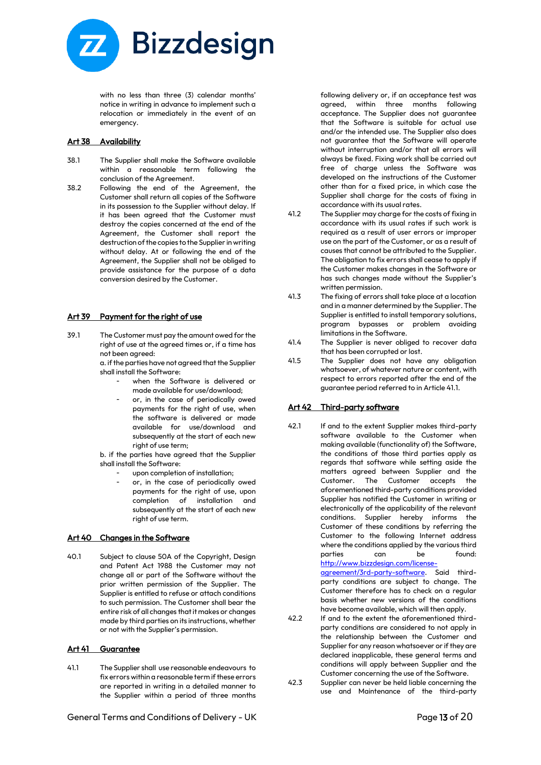with no less than three (3) calendar months' notice in writing in advance to implement such a relocation or immediately in the event of an emergency.

## Art 38 Availability

38.1 The Supplier shall make the Software available within a reasonable term following the conclusion of the Agreement.

38.2 Following the end of the Agreement, the Customer shall return all copies of the Software in its possession to the Supplier without delay. If it has been agreed that the Customer must destroy the copies concerned at the end of the Agreement, the Customer shall report the destruction of the copies to the Supplier in writing without delay. At or following the end of the Agreement, the Supplier shall not be obliged to provide assistance for the purpose of a data conversion desired by the Customer.

## Art 39 Payment for the right of use

39.1 The Customer must pay the amount owed for the right of use at the agreed times or, if a time has not been agreed:

a. if the parties have not agreed that the Supplier shall install the Software:
- when the Software is delivered or made available for use/download;
- or, in the case of periodically owed payments for the right of use, when the software is delivered or made available for use/download and subsequently at the start of each new right of use term;

b. if the parties have agreed that the Supplier shall install the Software:
- upon completion of installation;
- or, in the case of periodically owed payments for the right of use, upon completion of installation and subsequently at the start of each new right of use term.

## Art 40 Changes in the Software

40.1 Subject to clause 50A of the Copyright, Design and Patent Act 1988 the Customer may not change all or part of the Software without the prior written permission of the Supplier. The Supplier is entitled to refuse or attach conditions to such permission. The Customer shall bear the entire risk of all changes that it makes or changes made by third parties on its instructions, whether or not with the Supplier's permission.

## Art 41 Guarantee

41.1 The Supplier shall use reasonable endeavours to fix errors within a reasonable term if these errors are reported in writing in a detailed manner to the Supplier within a period of three months following delivery or, if an acceptance test was agreed, within three months following acceptance. The Supplier does not guarantee that the Software is suitable for actual use and/or the intended use. The Supplier also does not guarantee that the Software will operate without interruption and/or that all errors will always be fixed. Fixing work shall be carried out free of charge unless the Software was developed on the instructions of the Customer other than for a fixed price, in which case the Supplier shall charge for the costs of fixing in accordance with its usual rates.

41.2 The Supplier may charge for the costs of fixing in accordance with its usual rates if such work is required as a result of user errors or improper use on the part of the Customer, or as a result of causes that cannot be attributed to the Supplier. The obligation to fix errors shall cease to apply if the Customer makes changes in the Software or has such changes made without the Supplier's written permission.

41.3 The fixing of errors shall take place at a location and in a manner determined by the Supplier. The Supplier is entitled to install temporary solutions, program bypasses or problem avoiding limitations in the Software.

41.4 The Supplier is never obliged to recover data that has been corrupted or lost.

41.5 The Supplier does not have any obligation whatsoever, of whatever nature or content, with respect to errors reported after the end of the guarantee period referred to in Article 41.1.

## Art 42 Third-party software

42.1 If and to the extent Supplier makes third-party software available to the Customer when making available (functionality of) the Software, the conditions of those third parties apply as regards that software while setting aside the matters agreed between Supplier and the Customer. The Customer accepts the aforementioned third-party conditions provided Supplier has notified the Customer in writing or electronically of the applicability of the relevant conditions. Supplier hereby informs the Customer of these conditions by referring the Customer to the following Internet address where the conditions applied by the various third parties can be found: [http://www.bizzdesign.com/license-agreement/3rd-party-software](http://www.bizzdesign.com/license-agreement/3rd-party-software). Said third-party conditions are subject to change. The Customer therefore has to check on a regular basis whether new versions of the conditions have become available, which will then apply.

42.2 If and to the extent the aforementioned third-party conditions are considered to not apply in the relationship between the Customer and Supplier for any reason whatsoever or if they are declared inapplicable, these general terms and conditions will apply between Supplier and the Customer concerning the use of the Software.

42.3 Supplier can never be held liable concerning the use and Maintenance of the third-party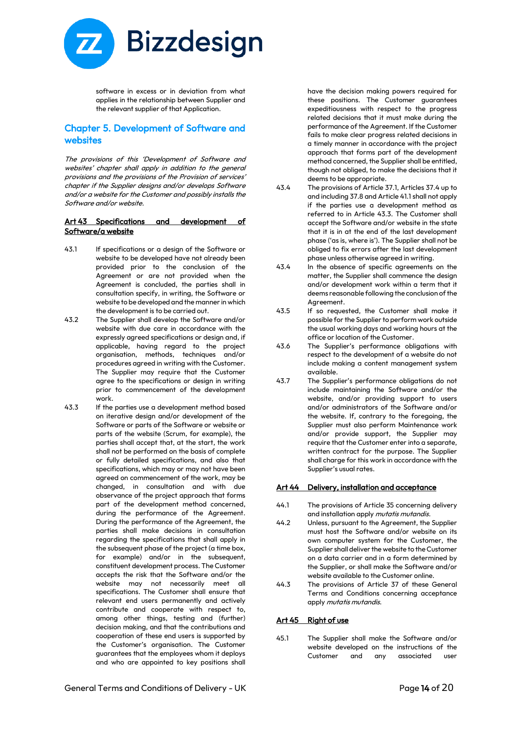software in excess or in deviation from what applies in the relationship between Supplier and the relevant supplier of that Application.

## Chapter 5. Development of Software and websites

*The provisions of this 'Development of Software and websites' chapter shall apply in addition to the general provisions and the provisions of the Provision of services' chapter if the Supplier designs and/or develops Software and/or a website for the Customer and possibly installs the Software and/or website.*

### Art 43 Specifications and development of Software/a website

43.1 If specifications or a design of the Software or website to be developed have not already been provided prior to the conclusion of the Agreement or are not provided when the Agreement is concluded, the parties shall in consultation specify, in writing, the Software or website to be developed and the manner in which the development is to be carried out.

43.2 The Supplier shall develop the Software and/or website with due care in accordance with the expressly agreed specifications or design and, if applicable, having regard to the project organisation, methods, techniques and/or procedures agreed in writing with the Customer. The Supplier may require that the Customer agree to the specifications or design in writing prior to commencement of the development work.

43.3 If the parties use a development method based on iterative design and/or development of the Software or parts of the Software or website or parts of the website (Scrum, for example), the parties shall accept that, at the start, the work shall not be performed on the basis of complete or fully detailed specifications, and also that specifications, which may or may not have been agreed on commencement of the work, may be changed, in consultation and with due observance of the project approach that forms part of the development method concerned, during the performance of the Agreement. During the performance of the Agreement, the parties shall make decisions in consultation regarding the specifications that shall apply in the subsequent phase of the project (a time box, for example) and/or in the subsequent, constituent development process. The Customer accepts the risk that the Software and/or the website may not necessarily meet all specifications. The Customer shall ensure that relevant end users permanently and actively contribute and cooperate with respect to, among other things, testing and (further) decision making, and that the contributions and cooperation of these end users is supported by the Customer's organisation. The Customer guarantees that the employees whom it deploys and who are appointed to key positions shall have the decision making powers required for these positions. The Customer guarantees expeditiousness with respect to the progress related decisions that it must make during the performance of the Agreement. If the Customer fails to make clear progress related decisions in a timely manner in accordance with the project approach that forms part of the development method concerned, the Supplier shall be entitled, though not obliged, to make the decisions that it deems to be appropriate.

43.4 The provisions of Article 37.1, Articles 37.4 up to and including 37.8 and Article 41.1 shall not apply if the parties use a development method as referred to in Article 43.3. The Customer shall accept the Software and/or website in the state that it is in at the end of the last development phase ('as is, where is'). The Supplier shall not be obliged to fix errors after the last development phase unless otherwise agreed in writing.

43.4 In the absence of specific agreements on the matter, the Supplier shall commence the design and/or development work within a term that it deems reasonable following the conclusion of the Agreement.

43.5 If so requested, the Customer shall make it possible for the Supplier to perform work outside the usual working days and working hours at the office or location of the Customer.

43.6 The Supplier's performance obligations with respect to the development of a website do not include making a content management system available.

43.7 The Supplier's performance obligations do not include maintaining the Software and/or the website, and/or providing support to users and/or administrators of the Software and/or the website. If, contrary to the foregoing, the Supplier must also perform Maintenance work and/or provide support, the Supplier may require that the Customer enter into a separate, written contract for the purpose. The Supplier shall charge for this work in accordance with the Supplier's usual rates.

### Art 44 Delivery, installation and acceptance

44.1 The provisions of Article 35 concerning delivery and installation apply *mutatis mutandis*.

44.2 Unless, pursuant to the Agreement, the Supplier must host the Software and/or website on its own computer system for the Customer, the Supplier shall deliver the website to the Customer on a data carrier and in a form determined by the Supplier, or shall make the Software and/or website available to the Customer online.

44.3 The provisions of Article 37 of these General Terms and Conditions concerning acceptance apply *mutatis mutandis*.

### Art 45 Right of use

45.1 The Supplier shall make the Software and/or website developed on the instructions of the Customer and any associated user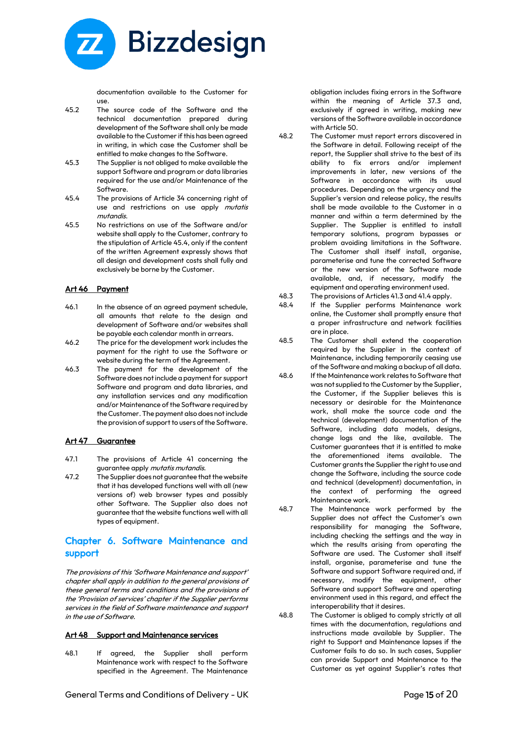documentation available to the Customer for use.

45.2 The source code of the Software and the technical documentation prepared during development of the Software shall only be made available to the Customer if this has been agreed in writing, in which case the Customer shall be entitled to make changes to the Software.

45.3 The Supplier is not obliged to make available the support Software and program or data libraries required for the use and/or Maintenance of the Software.

45.4 The provisions of Article 34 concerning right of use and restrictions on use apply *mutatis mutandis*.

45.5 No restrictions on use of the Software and/or website shall apply to the Customer, contrary to the stipulation of Article 45.4, only if the content of the written Agreement expressly shows that all design and development costs shall fully and exclusively be borne by the Customer.

### Art 46 Payment

46.1 In the absence of an agreed payment schedule, all amounts that relate to the design and development of Software and/or websites shall be payable each calendar month in arrears.

46.2 The price for the development work includes the payment for the right to use the Software or website during the term of the Agreement.

46.3 The payment for the development of the Software does not include a payment for support Software and program and data libraries, and any installation services and any modification and/or Maintenance of the Software required by the Customer. The payment also does not include the provision of support to users of the Software.

### Art 47 Guarantee

47.1 The provisions of Article 41 concerning the guarantee apply *mutatis mutandis*.

47.2 The Supplier does not guarantee that the website that it has developed functions well with all (new versions of) web browser types and possibly other Software. The Supplier also does not guarantee that the website functions well with all types of equipment.

## Chapter 6. Software Maintenance and support

*The provisions of this 'Software Maintenance and support' chapter shall apply in addition to the general provisions of these general terms and conditions and the provisions of the 'Provision of services' chapter if the Supplier performs services in the field of Software maintenance and support in the use of Software.*

### Art 48 Support and Maintenance services

48.1 If agreed, the Supplier shall perform Maintenance work with respect to the Software specified in the Agreement. The Maintenance obligation includes fixing errors in the Software within the meaning of Article 37.3 and, exclusively if agreed in writing, making new versions of the Software available in accordance with Article 50.

48.2 The Customer must report errors discovered in the Software in detail. Following receipt of the report, the Supplier shall strive to the best of its ability to fix errors and/or implement improvements in later, new versions of the Software in accordance with its usual procedures. Depending on the urgency and the Supplier's version and release policy, the results shall be made available to the Customer in a manner and within a term determined by the Supplier. The Supplier is entitled to install temporary solutions, program bypasses or problem avoiding limitations in the Software. The Customer shall itself install, organise, parameterise and tune the corrected Software or the new version of the Software made available, and, if necessary, modify the equipment and operating environment used.

48.3 The provisions of Articles 41.3 and 41.4 apply.

48.4 If the Supplier performs Maintenance work online, the Customer shall promptly ensure that a proper infrastructure and network facilities are in place.

48.5 The Customer shall extend the cooperation required by the Supplier in the context of Maintenance, including temporarily ceasing use of the Software and making a backup of all data.

48.6 If the Maintenance work relates to Software that was not supplied to the Customer by the Supplier, the Customer, if the Supplier believes this is necessary or desirable for the Maintenance work, shall make the source code and the technical (development) documentation of the Software, including data models, designs, change logs and the like, available. The Customer guarantees that it is entitled to make the aforementioned items available. The Customer grants the Supplier the right to use and change the Software, including the source code and technical (development) documentation, in the context of performing the agreed Maintenance work.

48.7 The Maintenance work performed by the Supplier does not affect the Customer's own responsibility for managing the Software, including checking the settings and the way in which the results arising from operating the Software are used. The Customer shall itself install, organise, parameterise and tune the Software and support Software required and, if necessary, modify the equipment, other Software and support Software and operating environment used in this regard, and effect the interoperability that it desires.

48.8 The Customer is obliged to comply strictly at all times with the documentation, regulations and instructions made available by Supplier. The right to Support and Maintenance lapses if the Customer fails to do so. In such cases, Supplier can provide Support and Maintenance to the Customer as yet against Supplier's rates that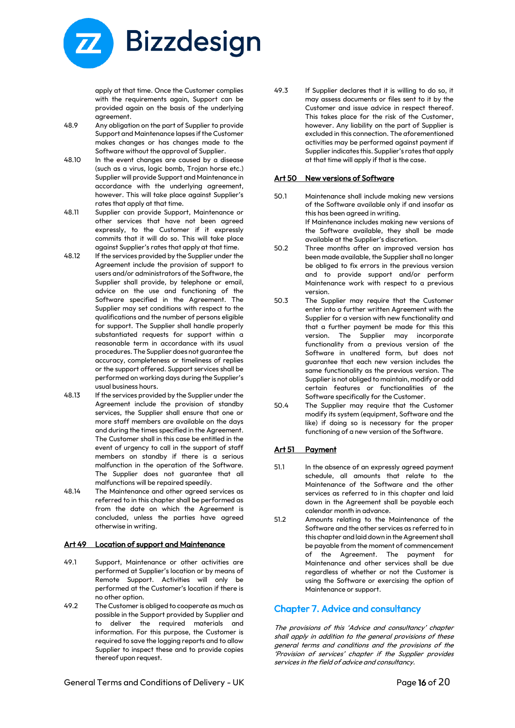apply at that time. Once the Customer complies with the requirements again, Support can be provided again on the basis of the underlying agreement.

48.9 Any obligation on the part of Supplier to provide Support and Maintenance lapses if the Customer makes changes or has changes made to the Software without the approval of Supplier.

48.10 In the event changes are caused by a disease (such as a virus, logic bomb, Trojan horse etc.) Supplier will provide Support and Maintenance in accordance with the underlying agreement, however. This will take place against Supplier's rates that apply at that time.

48.11 Supplier can provide Support, Maintenance or other services that have not been agreed expressly, to the Customer if it expressly commits that it will do so. This will take place against Supplier's rates that apply at that time.

48.12 If the services provided by the Supplier under the Agreement include the provision of support to users and/or administrators of the Software, the Supplier shall provide, by telephone or email, advice on the use and functioning of the Software specified in the Agreement. The Supplier may set conditions with respect to the qualifications and the number of persons eligible for support. The Supplier shall handle properly substantiated requests for support within a reasonable term in accordance with its usual procedures. The Supplier does not guarantee the accuracy, completeness or timeliness of replies or the support offered. Support services shall be performed on working days during the Supplier's usual business hours.

48.13 If the services provided by the Supplier under the Agreement include the provision of standby services, the Supplier shall ensure that one or more staff members are available on the days and during the times specified in the Agreement. The Customer shall in this case be entitled in the event of urgency to call in the support of staff members on standby if there is a serious malfunction in the operation of the Software. The Supplier does not guarantee that all malfunctions will be repaired speedily.

48.14 The Maintenance and other agreed services as referred to in this chapter shall be performed as from the date on which the Agreement is concluded, unless the parties have agreed otherwise in writing.

## Art 49 Location of support and Maintenance

49.1 Support, Maintenance or other activities are performed at Supplier's location or by means of Remote Support. Activities will only be performed at the Customer's location if there is no other option.

49.2 The Customer is obliged to cooperate as much as possible in the Support provided by Supplier and to deliver the required materials and information. For this purpose, the Customer is required to save the logging reports and to allow Supplier to inspect these and to provide copies thereof upon request.

49.3 If Supplier declares that it is willing to do so, it may assess documents or files sent to it by the Customer and issue advice in respect thereof. This takes place for the risk of the Customer, however. Any liability on the part of Supplier is excluded in this connection. The aforementioned activities may be performed against payment if Supplier indicates this. Supplier's rates that apply at that time will apply if that is the case.

## Art 50 New versions of Software

50.1 Maintenance shall include making new versions of the Software available only if and insofar as this has been agreed in writing.
If Maintenance includes making new versions of the Software available, they shall be made available at the Supplier's discretion.

50.2 Three months after an improved version has been made available, the Supplier shall no longer be obliged to fix errors in the previous version and to provide support and/or perform Maintenance work with respect to a previous version.

50.3 The Supplier may require that the Customer enter into a further written Agreement with the Supplier for a version with new functionality and that a further payment be made for this this version. The Supplier may incorporate functionality from a previous version of the Software in unaltered form, but does not guarantee that each new version includes the same functionality as the previous version. The Supplier is not obliged to maintain, modify or add certain features or functionalities of the Software specifically for the Customer.

50.4 The Supplier may require that the Customer modify its system (equipment, Software and the like) if doing so is necessary for the proper functioning of a new version of the Software.

## Art 51 Payment

51.1 In the absence of an expressly agreed payment schedule, all amounts that relate to the Maintenance of the Software and the other services as referred to in this chapter and laid down in the Agreement shall be payable each calendar month in advance.

51.2 Amounts relating to the Maintenance of the Software and the other services as referred to in this chapter and laid down in the Agreement shall be payable from the moment of commencement of the Agreement. The payment for Maintenance and other services shall be due regardless of whether or not the Customer is using the Software or exercising the option of Maintenance or support.

# Chapter 7. Advice and consultancy

*The provisions of this 'Advice and consultancy' chapter shall apply in addition to the general provisions of these general terms and conditions and the provisions of the 'Provision of services' chapter if the Supplier provides services in the field of advice and consultancy.*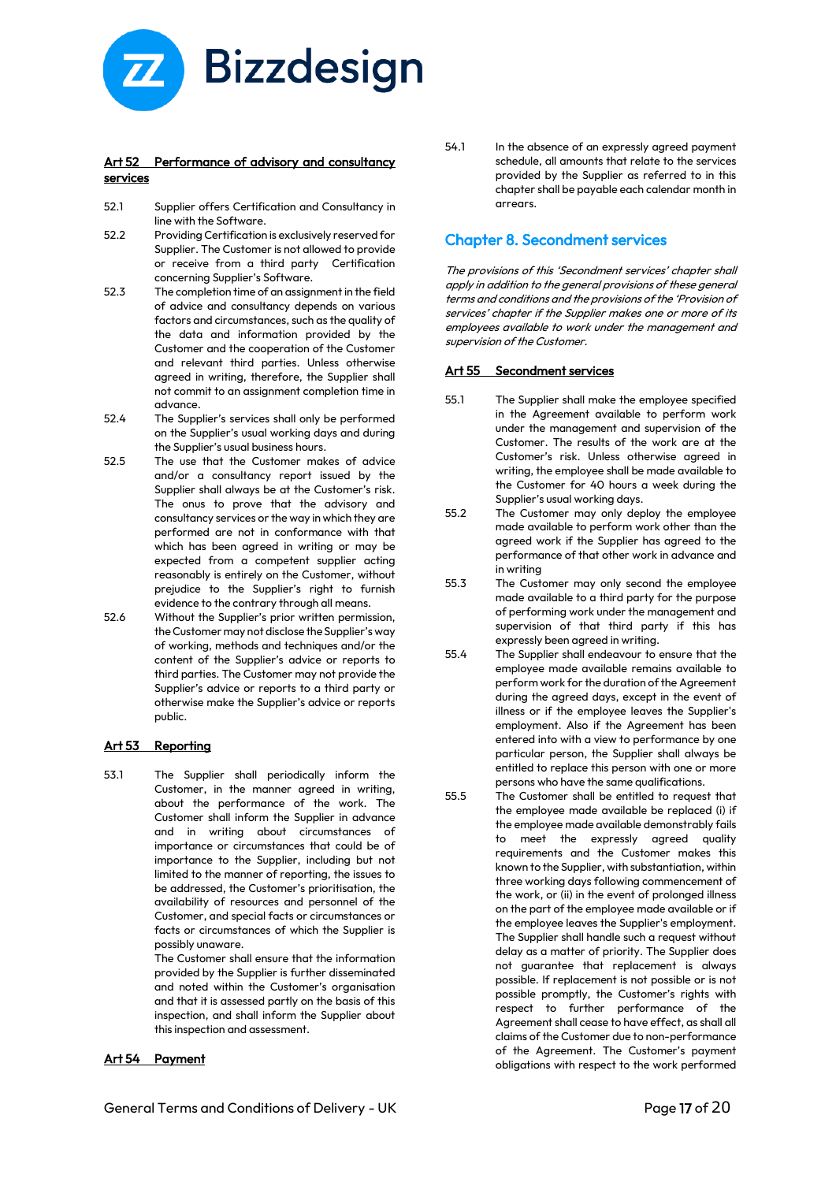### Art 52 Performance of advisory and consultancy services

52.1 Supplier offers Certification and Consultancy in line with the Software.

52.2 Providing Certification is exclusively reserved for Supplier. The Customer is not allowed to provide or receive from a third party Certification concerning Supplier's Software.

52.3 The completion time of an assignment in the field of advice and consultancy depends on various factors and circumstances, such as the quality of the data and information provided by the Customer and the cooperation of the Customer and relevant third parties. Unless otherwise agreed in writing, therefore, the Supplier shall not commit to an assignment completion time in advance.

52.4 The Supplier's services shall only be performed on the Supplier's usual working days and during the Supplier's usual business hours.

52.5 The use that the Customer makes of advice and/or a consultancy report issued by the Supplier shall always be at the Customer's risk. The onus to prove that the advisory and consultancy services or the way in which they are performed are not in conformance with that which has been agreed in writing or may be expected from a competent supplier acting reasonably is entirely on the Customer, without prejudice to the Supplier's right to furnish evidence to the contrary through all means.

52.6 Without the Supplier's prior written permission, the Customer may not disclose the Supplier's way of working, methods and techniques and/or the content of the Supplier's advice or reports to third parties. The Customer may not provide the Supplier's advice or reports to a third party or otherwise make the Supplier's advice or reports public.

### Art 53 Reporting

53.1 The Supplier shall periodically inform the Customer, in the manner agreed in writing, about the performance of the work. The Customer shall inform the Supplier in advance and in writing about circumstances of importance or circumstances that could be of importance to the Supplier, including but not limited to the manner of reporting, the issues to be addressed, the Customer's prioritisation, the availability of resources and personnel of the Customer, and special facts or circumstances or facts or circumstances of which the Supplier is possibly unaware.
The Customer shall ensure that the information provided by the Supplier is further disseminated and noted within the Customer's organisation and that it is assessed partly on the basis of this inspection, and shall inform the Supplier about this inspection and assessment.

### Art 54 Payment

54.1 In the absence of an expressly agreed payment schedule, all amounts that relate to the services provided by the Supplier as referred to in this chapter shall be payable each calendar month in arrears.

## Chapter 8. Secondment services

*The provisions of this 'Secondment services' chapter shall apply in addition to the general provisions of these general terms and conditions and the provisions of the 'Provision of services' chapter if the Supplier makes one or more of its employees available to work under the management and supervision of the Customer.*

### Art 55 Secondment services

55.1 The Supplier shall make the employee specified in the Agreement available to perform work under the management and supervision of the Customer. The results of the work are at the Customer's risk. Unless otherwise agreed in writing, the employee shall be made available to the Customer for 40 hours a week during the Supplier's usual working days.

55.2 The Customer may only deploy the employee made available to perform work other than the agreed work if the Supplier has agreed to the performance of that other work in advance and in writing

55.3 The Customer may only second the employee made available to a third party for the purpose of performing work under the management and supervision of that third party if this has expressly been agreed in writing.

55.4 The Supplier shall endeavour to ensure that the employee made available remains available to perform work for the duration of the Agreement during the agreed days, except in the event of illness or if the employee leaves the Supplier's employment. Also if the Agreement has been entered into with a view to performance by one particular person, the Supplier shall always be entitled to replace this person with one or more persons who have the same qualifications.

55.5 The Customer shall be entitled to request that the employee made available be replaced (i) if the employee made available demonstrably fails to meet the expressly agreed quality requirements and the Customer makes this known to the Supplier, with substantiation, within three working days following commencement of the work, or (ii) in the event of prolonged illness on the part of the employee made available or if the employee leaves the Supplier's employment. The Supplier shall handle such a request without delay as a matter of priority. The Supplier does not guarantee that replacement is always possible. If replacement is not possible or is not possible promptly, the Customer's rights with respect to further performance of the Agreement shall cease to have effect, as shall all claims of the Customer due to non-performance of the Agreement. The Customer's payment obligations with respect to the work performed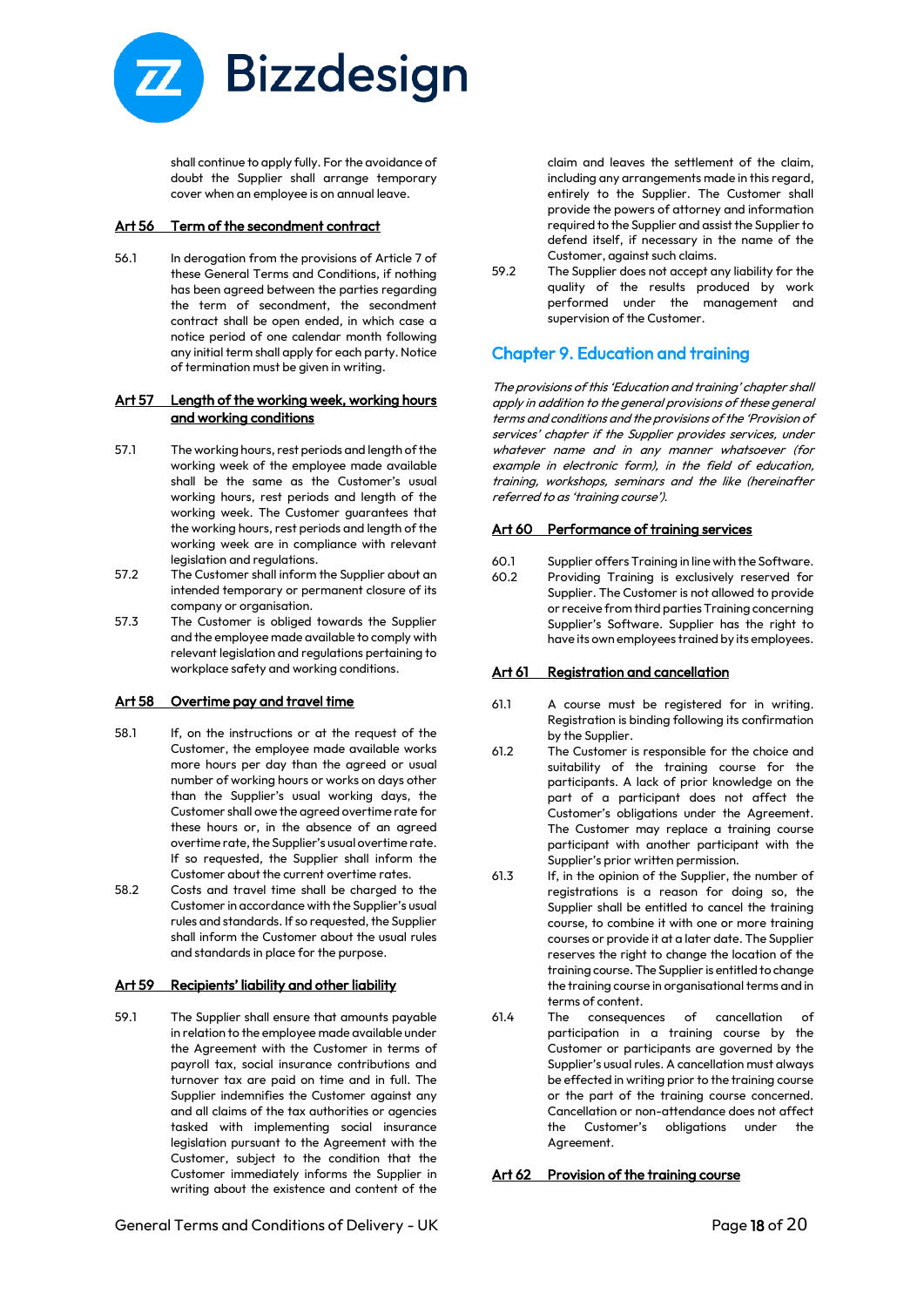shall continue to apply fully. For the avoidance of doubt the Supplier shall arrange temporary cover when an employee is on annual leave.

### Art 56 Term of the secondment contract

56.1 In derogation from the provisions of Article 7 of these General Terms and Conditions, if nothing has been agreed between the parties regarding the term of secondment, the secondment contract shall be open ended, in which case a notice period of one calendar month following any initial term shall apply for each party. Notice of termination must be given in writing.

### Art 57 Length of the working week, working hours and working conditions

57.1 The working hours, rest periods and length of the working week of the employee made available shall be the same as the Customer's usual working hours, rest periods and length of the working week. The Customer guarantees that the working hours, rest periods and length of the working week are in compliance with relevant legislation and regulations.

57.2 The Customer shall inform the Supplier about an intended temporary or permanent closure of its company or organisation.

57.3 The Customer is obliged towards the Supplier and the employee made available to comply with relevant legislation and regulations pertaining to workplace safety and working conditions.

### Art 58 Overtime pay and travel time

58.1 If, on the instructions or at the request of the Customer, the employee made available works more hours per day than the agreed or usual number of working hours or works on days other than the Supplier's usual working days, the Customer shall owe the agreed overtime rate for these hours or, in the absence of an agreed overtime rate, the Supplier's usual overtime rate. If so requested, the Supplier shall inform the Customer about the current overtime rates.

58.2 Costs and travel time shall be charged to the Customer in accordance with the Supplier's usual rules and standards. If so requested, the Supplier shall inform the Customer about the usual rules and standards in place for the purpose.

### Art 59 Recipients' liability and other liability

59.1 The Supplier shall ensure that amounts payable in relation to the employee made available under the Agreement with the Customer in terms of payroll tax, social insurance contributions and turnover tax are paid on time and in full. The Supplier indemnifies the Customer against any and all claims of the tax authorities or agencies tasked with implementing social insurance legislation pursuant to the Agreement with the Customer, subject to the condition that the Customer immediately informs the Supplier in writing about the existence and content of the claim and leaves the settlement of the claim, including any arrangements made in this regard, entirely to the Supplier. The Customer shall provide the powers of attorney and information required to the Supplier and assist the Supplier to defend itself, if necessary in the name of the Customer, against such claims.

59.2 The Supplier does not accept any liability for the quality of the results produced by work performed under the management and supervision of the Customer.

## Chapter 9. Education and training

*The provisions of this 'Education and training' chapter shall apply in addition to the general provisions of these general terms and conditions and the provisions of the 'Provision of services' chapter if the Supplier provides services, under whatever name and in any manner whatsoever (for example in electronic form), in the field of education, training, workshops, seminars and the like (hereinafter referred to as 'training course').*

### Art 60 Performance of training services

60.1 Supplier offers Training in line with the Software.

60.2 Providing Training is exclusively reserved for Supplier. The Customer is not allowed to provide or receive from third parties Training concerning Supplier's Software. Supplier has the right to have its own employees trained by its employees.

### Art 61 Registration and cancellation

61.1 A course must be registered for in writing. Registration is binding following its confirmation by the Supplier.

61.2 The Customer is responsible for the choice and suitability of the training course for the participants. A lack of prior knowledge on the part of a participant does not affect the Customer's obligations under the Agreement. The Customer may replace a training course participant with another participant with the Supplier's prior written permission.

61.3 If, in the opinion of the Supplier, the number of registrations is a reason for doing so, the Supplier shall be entitled to cancel the training course, to combine it with one or more training courses or provide it at a later date. The Supplier reserves the right to change the location of the training course. The Supplier is entitled to change the training course in organisational terms and in terms of content.

61.4 The consequences of cancellation of participation in a training course by the Customer or participants are governed by the Supplier's usual rules. A cancellation must always be effected in writing prior to the training course or the part of the training course concerned. Cancellation or non-attendance does not affect the Customer's obligations under the Agreement.

### Art 62 Provision of the training course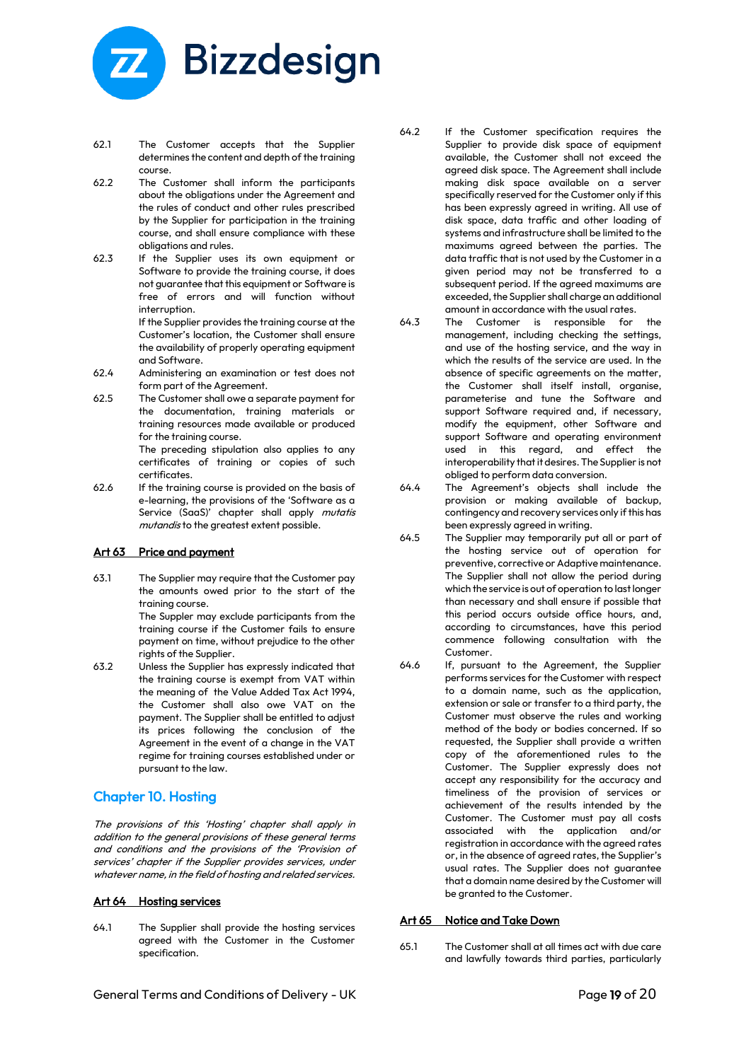62.1 The Customer accepts that the Supplier determines the content and depth of the training course.

62.2 The Customer shall inform the participants about the obligations under the Agreement and the rules of conduct and other rules prescribed by the Supplier for participation in the training course, and shall ensure compliance with these obligations and rules.

62.3 If the Supplier uses its own equipment or Software to provide the training course, it does not guarantee that this equipment or Software is free of errors and will function without interruption.
If the Supplier provides the training course at the Customer's location, the Customer shall ensure the availability of properly operating equipment and Software.

62.4 Administering an examination or test does not form part of the Agreement.

62.5 The Customer shall owe a separate payment for the documentation, training materials or training resources made available or produced for the training course.
The preceding stipulation also applies to any certificates of training or copies of such certificates.

62.6 If the training course is provided on the basis of e-learning, the provisions of the 'Software as a Service (SaaS)' chapter shall apply *mutatis mutandis* to the greatest extent possible.

### Art 63 Price and payment

63.1 The Supplier may require that the Customer pay the amounts owed prior to the start of the training course.
The Supper may exclude participants from the training course if the Customer fails to ensure payment on time, without prejudice to the other rights of the Supplier.

63.2 Unless the Supplier has expressly indicated that the training course is exempt from VAT within the meaning of the Value Added Tax Act 1994, the Customer shall also owe VAT on the payment. The Supplier shall be entitled to adjust its prices following the conclusion of the Agreement in the event of a change in the VAT regime for training courses established under or pursuant to the law.

## Chapter 10. Hosting

*The provisions of this 'Hosting' chapter shall apply in addition to the general provisions of these general terms and conditions and the provisions of the 'Provision of services' chapter if the Supplier provides services, under whatever name, in the field of hosting and related services.*

### Art 64 Hosting services

64.1 The Supplier shall provide the hosting services agreed with the Customer in the Customer specification.

64.2 If the Customer specification requires the Supplier to provide disk space of equipment available, the Customer shall not exceed the agreed disk space. The Agreement shall include making disk space available on a server specifically reserved for the Customer only if this has been expressly agreed in writing. All use of disk space, data traffic and other loading of systems and infrastructure shall be limited to the maximums agreed between the parties. The data traffic that is not used by the Customer in a given period may not be transferred to a subsequent period. If the agreed maximums are exceeded, the Supplier shall charge an additional amount in accordance with the usual rates.

64.3 The Customer is responsible for the management, including checking the settings, and use of the hosting service, and the way in which the results of the service are used. In the absence of specific agreements on the matter, the Customer shall itself install, organise, parameterise and tune the Software and support Software required and, if necessary, modify the equipment, other Software and support Software and operating environment used in this regard, and effect the interoperability that it desires. The Supplier is not obliged to perform data conversion.

64.4 The Agreement's objects shall include the provision or making available of backup, contingency and recovery services only if this has been expressly agreed in writing.

64.5 The Supplier may temporarily put all or part of the hosting service out of operation for preventive, corrective or Adaptive maintenance. The Supplier shall not allow the period during which the service is out of operation to last longer than necessary and shall ensure if possible that this period occurs outside office hours, and, according to circumstances, have this period commence following consultation with the Customer.

64.6 If, pursuant to the Agreement, the Supplier performs services for the Customer with respect to a domain name, such as the application, extension or sale or transfer to a third party, the Customer must observe the rules and working method of the body or bodies concerned. If so requested, the Supplier shall provide a written copy of the aforementioned rules to the Customer. The Supplier expressly does not accept any responsibility for the accuracy and timeliness of the provision of services or achievement of the results intended by the Customer. The Customer must pay all costs associated with the application and/or registration in accordance with the agreed rates or, in the absence of agreed rates, the Supplier's usual rates. The Supplier does not guarantee that a domain name desired by the Customer will be granted to the Customer.

### Art 65 Notice and Take Down

65.1 The Customer shall at all times act with due care and lawfully towards third parties, particularly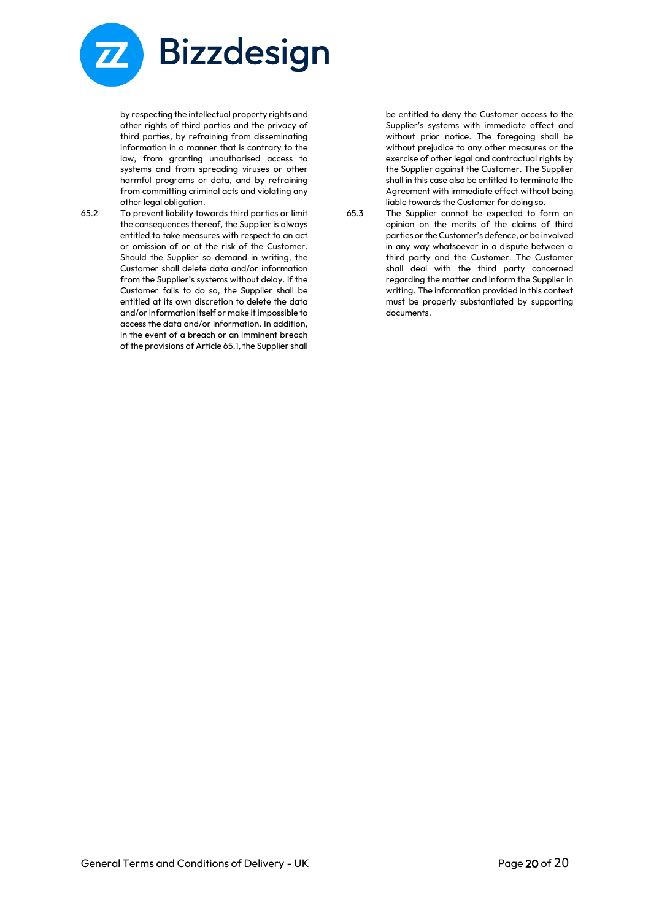by respecting the intellectual property rights and other rights of third parties and the privacy of third parties, by refraining from disseminating information in a manner that is contrary to the law, from granting unauthorised access to systems and from spreading viruses or other harmful programs or data, and by refraining from committing criminal acts and violating any other legal obligation.

65.2 To prevent liability towards third parties or limit the consequences thereof, the Supplier is always entitled to take measures with respect to an act or omission of or at the risk of the Customer. Should the Supplier so demand in writing, the Customer shall delete data and/or information from the Supplier's systems without delay. If the Customer fails to do so, the Supplier shall be entitled at its own discretion to delete the data and/or information itself or make it impossible to access the data and/or information. In addition, in the event of a breach or an imminent breach of the provisions of Article 65.1, the Supplier shall be entitled to deny the Customer access to the Supplier's systems with immediate effect and without prior notice. The foregoing shall be without prejudice to any other measures or the exercise of other legal and contractual rights by the Supplier against the Customer. The Supplier shall in this case also be entitled to terminate the Agreement with immediate effect without being liable towards the Customer for doing so.

65.3 The Supplier cannot be expected to form an opinion on the merits of the claims of third parties or the Customer's defence, or be involved in any way whatsoever in a dispute between a third party and the Customer. The Customer shall deal with the third party concerned regarding the matter and inform the Supplier in writing. The information provided in this context must be properly substantiated by supporting documents.